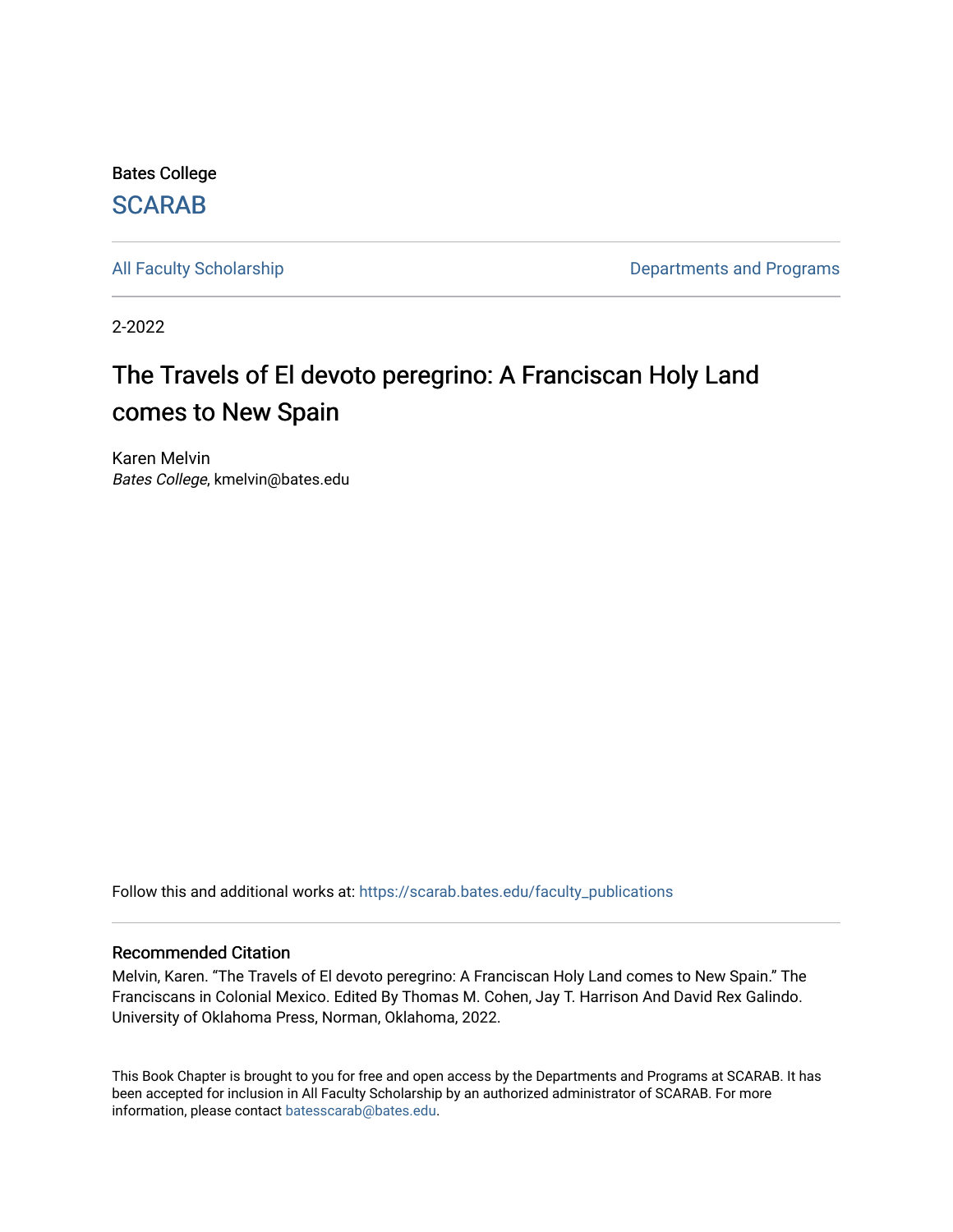Bates College

SCARAB

All Faculty Scholarship

Departments and Programs

2-2022

# The Travels of El devoto peregrino: A Franciscan Holy Land comes to New Spain

Karen Melvin
*Bates College*, kmelvin@bates.edu

Follow this and additional works at: https://scarab.bates.edu/faculty_publications

## Recommended Citation

Melvin, Karen. "The Travels of El devoto peregrino: A Franciscan Holy Land comes to New Spain." The Franciscans in Colonial Mexico. Edited By Thomas M. Cohen, Jay T. Harrison And David Rex Galindo. University of Oklahoma Press, Norman, Oklahoma, 2022.

This Book Chapter is brought to you for free and open access by the Departments and Programs at SCARAB. It has been accepted for inclusion in All Faculty Scholarship by an authorized administrator of SCARAB. For more information, please contact batesscarab@bates.edu.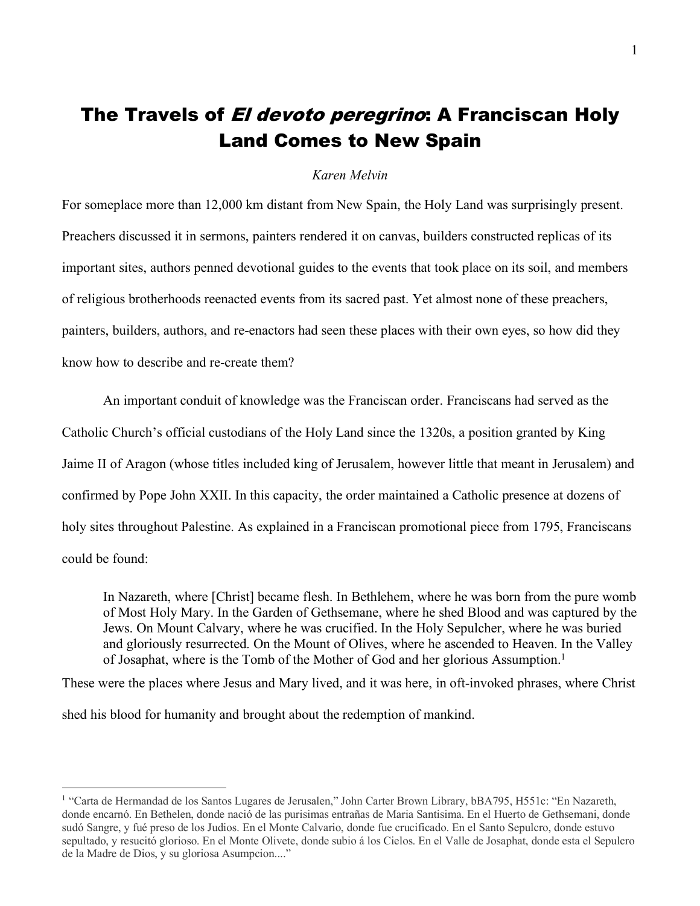# The Travels of *El devoto peregrino*: A Franciscan Holy Land Comes to New Spain

*Karen Melvin*

For someplace more than 12,000 km distant from New Spain, the Holy Land was surprisingly present. Preachers discussed it in sermons, painters rendered it on canvas, builders constructed replicas of its important sites, authors penned devotional guides to the events that took place on its soil, and members of religious brotherhoods reenacted events from its sacred past. Yet almost none of these preachers, painters, builders, authors, and re-enactors had seen these places with their own eyes, so how did they know how to describe and re-create them?

An important conduit of knowledge was the Franciscan order. Franciscans had served as the Catholic Church's official custodians of the Holy Land since the 1320s, a position granted by King Jaime II of Aragon (whose titles included king of Jerusalem, however little that meant in Jerusalem) and confirmed by Pope John XXII. In this capacity, the order maintained a Catholic presence at dozens of holy sites throughout Palestine. As explained in a Franciscan promotional piece from 1795, Franciscans could be found:

> In Nazareth, where [Christ] became flesh. In Bethlehem, where he was born from the pure womb of Most Holy Mary. In the Garden of Gethsemane, where he shed Blood and was captured by the Jews. On Mount Calvary, where he was crucified. In the Holy Sepulcher, where he was buried and gloriously resurrected. On the Mount of Olives, where he ascended to Heaven. In the Valley of Josaphat, where is the Tomb of the Mother of God and her glorious Assumption.[1]

These were the places where Jesus and Mary lived, and it was here, in oft-invoked phrases, where Christ shed his blood for humanity and brought about the redemption of mankind.

---

[1] "Carta de Hermandad de los Santos Lugares de Jerusalen," John Carter Brown Library, bBA795, H551c: "En Nazareth, donde encarnó. En Bethelen, donde nació de las purisimas entrañas de Maria Santisima. En el Huerto de Gethsemani, donde sudó Sangre, y fué preso de los Judios. En el Monte Calvario, donde fue crucificado. En el Santo Sepulcro, donde estuvo sepultado, y resucitó glorioso. En el Monte Olivete, donde subio á los Cielos. En el Valle de Josaphat, donde esta el Sepulcro de la Madre de Dios, y su gloriosa Asumpcion...."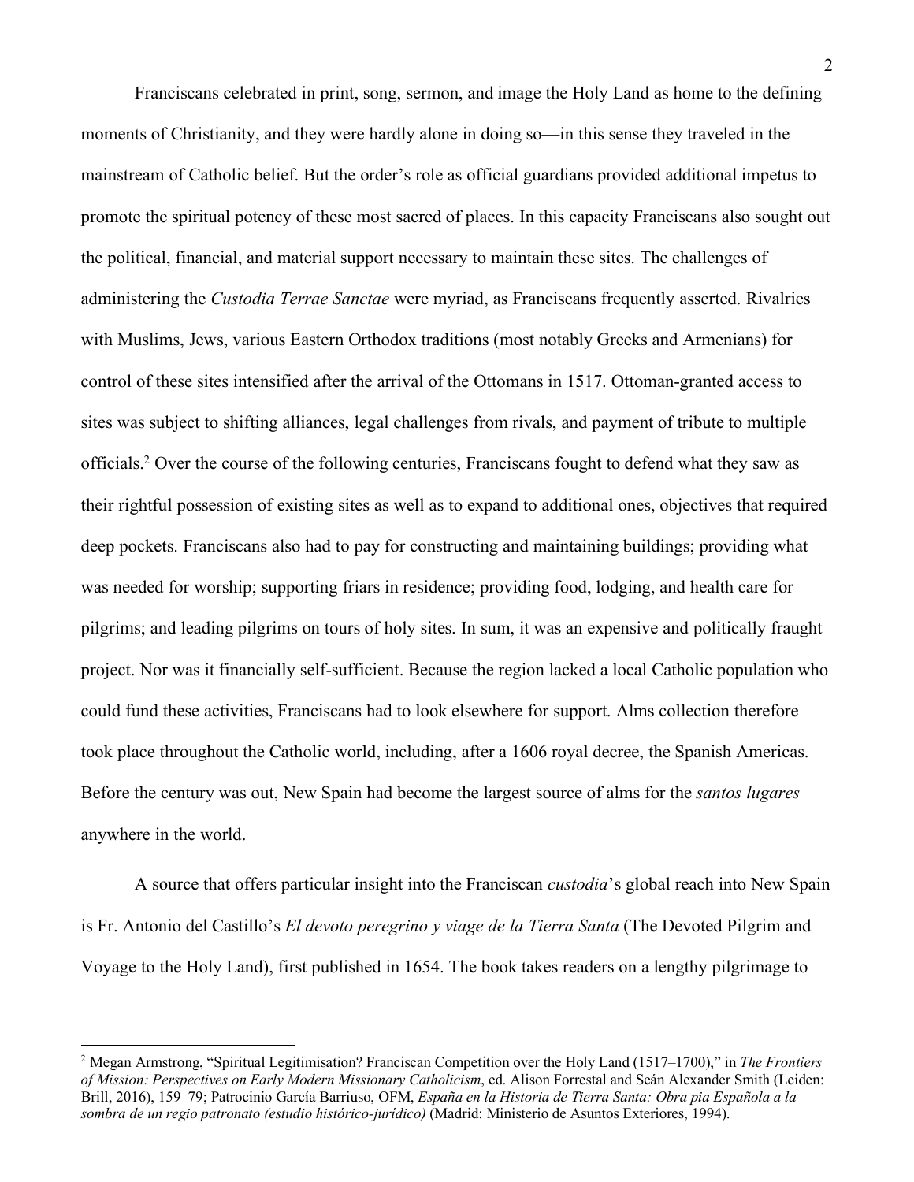Franciscans celebrated in print, song, sermon, and image the Holy Land as home to the defining moments of Christianity, and they were hardly alone in doing so—in this sense they traveled in the mainstream of Catholic belief. But the order's role as official guardians provided additional impetus to promote the spiritual potency of these most sacred of places. In this capacity Franciscans also sought out the political, financial, and material support necessary to maintain these sites. The challenges of administering the *Custodia Terrae Sanctae* were myriad, as Franciscans frequently asserted. Rivalries with Muslims, Jews, various Eastern Orthodox traditions (most notably Greeks and Armenians) for control of these sites intensified after the arrival of the Ottomans in 1517. Ottoman-granted access to sites was subject to shifting alliances, legal challenges from rivals, and payment of tribute to multiple officials.[2] Over the course of the following centuries, Franciscans fought to defend what they saw as their rightful possession of existing sites as well as to expand to additional ones, objectives that required deep pockets. Franciscans also had to pay for constructing and maintaining buildings; providing what was needed for worship; supporting friars in residence; providing food, lodging, and health care for pilgrims; and leading pilgrims on tours of holy sites. In sum, it was an expensive and politically fraught project. Nor was it financially self-sufficient. Because the region lacked a local Catholic population who could fund these activities, Franciscans had to look elsewhere for support. Alms collection therefore took place throughout the Catholic world, including, after a 1606 royal decree, the Spanish Americas. Before the century was out, New Spain had become the largest source of alms for the *santos lugares* anywhere in the world.

A source that offers particular insight into the Franciscan *custodia*'s global reach into New Spain is Fr. Antonio del Castillo's *El devoto peregrino y viage de la Tierra Santa* (The Devoted Pilgrim and Voyage to the Holy Land), first published in 1654. The book takes readers on a lengthy pilgrimage to

---

[2] Megan Armstrong, "Spiritual Legitimisation? Franciscan Competition over the Holy Land (1517–1700)," in *The Frontiers of Mission: Perspectives on Early Modern Missionary Catholicism*, ed. Alison Forrestal and Seán Alexander Smith (Leiden: Brill, 2016), 159–79; Patrocinio García Barriuso, OFM, *España en la Historia de Tierra Santa: Obra pia Española a la sombra de un regio patronato (estudio histórico-jurídico)* (Madrid: Ministerio de Asuntos Exteriores, 1994).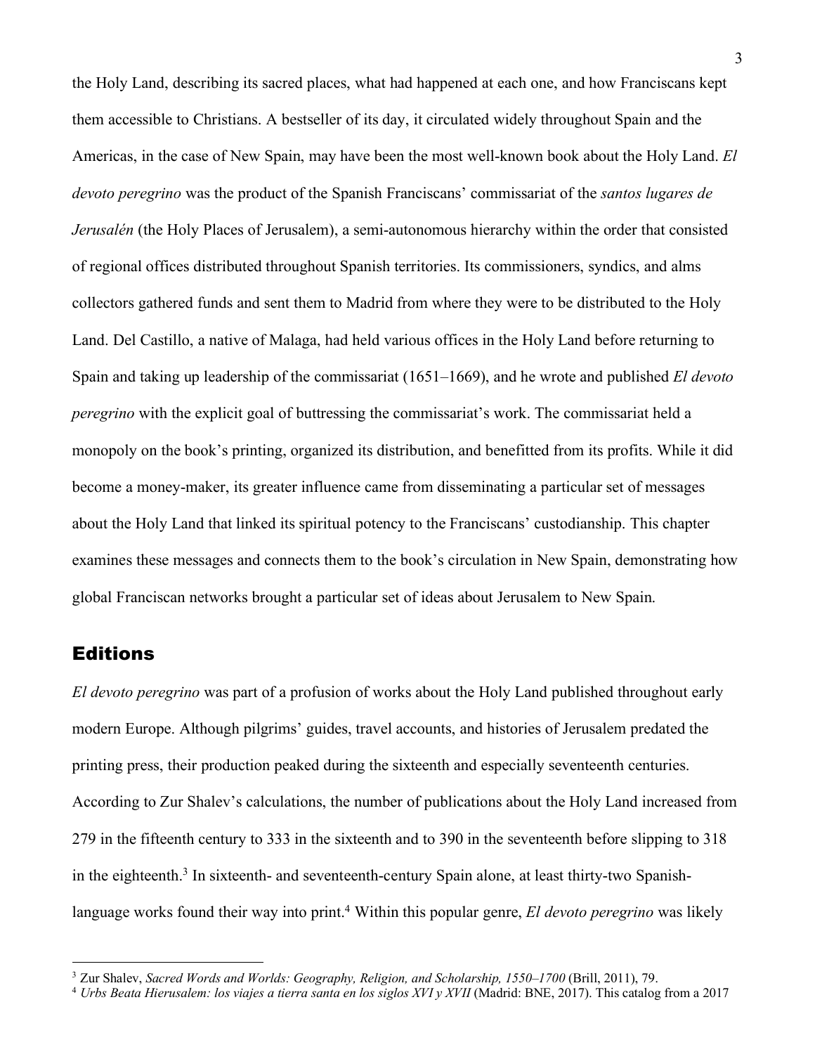the Holy Land, describing its sacred places, what had happened at each one, and how Franciscans kept them accessible to Christians. A bestseller of its day, it circulated widely throughout Spain and the Americas, in the case of New Spain, may have been the most well-known book about the Holy Land. *El devoto peregrino* was the product of the Spanish Franciscans' commissariat of the *santos lugares de Jerusalén* (the Holy Places of Jerusalem), a semi-autonomous hierarchy within the order that consisted of regional offices distributed throughout Spanish territories. Its commissioners, syndics, and alms collectors gathered funds and sent them to Madrid from where they were to be distributed to the Holy Land. Del Castillo, a native of Malaga, had held various offices in the Holy Land before returning to Spain and taking up leadership of the commissariat (1651–1669), and he wrote and published *El devoto peregrino* with the explicit goal of buttressing the commissariat's work. The commissariat held a monopoly on the book's printing, organized its distribution, and benefitted from its profits. While it did become a money-maker, its greater influence came from disseminating a particular set of messages about the Holy Land that linked its spiritual potency to the Franciscans' custodianship. This chapter examines these messages and connects them to the book's circulation in New Spain, demonstrating how global Franciscan networks brought a particular set of ideas about Jerusalem to New Spain.

## Editions

*El devoto peregrino* was part of a profusion of works about the Holy Land published throughout early modern Europe. Although pilgrims' guides, travel accounts, and histories of Jerusalem predated the printing press, their production peaked during the sixteenth and especially seventeenth centuries. According to Zur Shalev's calculations, the number of publications about the Holy Land increased from 279 in the fifteenth century to 333 in the sixteenth and to 390 in the seventeenth before slipping to 318 in the eighteenth.[3] In sixteenth- and seventeenth-century Spain alone, at least thirty-two Spanish-language works found their way into print.[4] Within this popular genre, *El devoto peregrino* was likely

---

[3] Zur Shalev, *Sacred Words and Worlds: Geography, Religion, and Scholarship, 1550–1700* (Brill, 2011), 79.

[4] *Urbs Beata Hierusalem: los viajes a tierra santa en los siglos XVI y XVII* (Madrid: BNE, 2017). This catalog from a 2017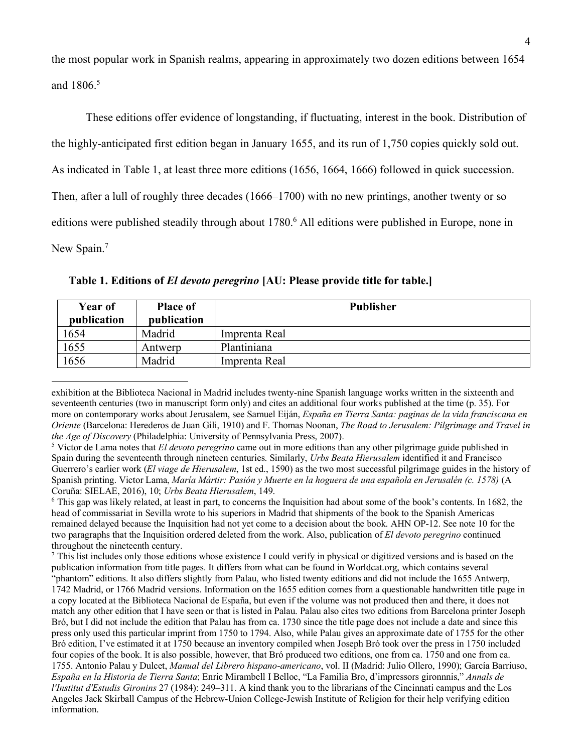the most popular work in Spanish realms, appearing in approximately two dozen editions between 1654 and 1806.[5]

These editions offer evidence of longstanding, if fluctuating, interest in the book. Distribution of the highly-anticipated first edition began in January 1655, and its run of 1,750 copies quickly sold out. As indicated in Table 1, at least three more editions (1656, 1664, 1666) followed in quick succession. Then, after a lull of roughly three decades (1666–1700) with no new printings, another twenty or so editions were published steadily through about 1780.[6] All editions were published in Europe, none in New Spain.[7]

**Table 1. Editions of *El devoto peregrino* [AU: Please provide title for table.]**

| Year of publication | Place of publication | Publisher |
|---|---|---|
| 1654 | Madrid | Imprenta Real |
| 1655 | Antwerp | Plantiniana |
| 1656 | Madrid | Imprenta Real |

exhibition at the Biblioteca Nacional in Madrid includes twenty-nine Spanish language works written in the sixteenth and seventeenth centuries (two in manuscript form only) and cites an additional four works published at the time (p. 35). For more on contemporary works about Jerusalem, see Samuel Eiján, *España en Tierra Santa: paginas de la vida franciscana en Oriente* (Barcelona: Herederos de Juan Gili, 1910) and F. Thomas Noonan, *The Road to Jerusalem: Pilgrimage and Travel in the Age of Discovery* (Philadelphia: University of Pennsylvania Press, 2007).

[5] Victor de Lama notes that *El devoto peregrino* came out in more editions than any other pilgrimage guide published in Spain during the seventeenth through nineteenth centuries. Similarly, *Urbs Beata Hierusalem* identified it and Francisco Guerrero's earlier work (*El viage de Hierusalem*, 1st ed., 1590) as the two most successful pilgrimage guides in the history of Spanish printing. Victor Lama, *María Mártir: Pasión y Muerte en la hoguera de una española en Jerusalén (c. 1578)* (A Coruña: SIELAE, 2016), 10; *Urbs Beata Hierusalem*, 149.

[6] This gap was likely related, at least in part, to concerns the Inquisition had about some of the book's contents. In 1682, the head of commissariat in Sevilla wrote to his superiors in Madrid that shipments of the book to the Spanish Americas remained delayed because the Inquisition had not yet come to a decision about the book. AHN OP-12. See note 10 for the two paragraphs that the Inquisition ordered deleted from the work. Also, publication of *El devoto peregrino* continued throughout the nineteenth century.

[7] This list includes only those editions whose existence I could verify in physical or digitized versions and is based on the publication information from title pages. It differs from what can be found in Worldcat.org, which contains several "phantom" editions. It also differs slightly from Palau, who listed twenty editions and did not include the 1655 Antwerp, 1742 Madrid, or 1766 Madrid versions. Information on the 1655 edition comes from a questionable handwritten title page in a copy located at the Biblioteca Nacional de España, but even if the volume was not produced then and there, it does not match any other edition that I have seen or that is listed in Palau. Palau also cites two editions from Barcelona printer Joseph Bró, but I did not include the edition that Palau has from ca. 1730 since the title page does not include a date and since this press only used this particular imprint from 1750 to 1794. Also, while Palau gives an approximate date of 1755 for the other Bró edition, I've estimated it at 1750 because an inventory compiled when Joseph Bró took over the press in 1750 included four copies of the book. It is also possible, however, that Bró produced two editions, one from ca. 1750 and one from ca. 1755. Antonio Palau y Dulcet, *Manual del Librero hispano-americano*, vol. II (Madrid: Julio Ollero, 1990); García Barriuso, *España en la Historia de Tierra Santa*; Enric Mirambell I Belloc, "La Familia Bro, d'impressors gironnnis," *Annals de l'Institut d'Estudis Gironins* 27 (1984): 249–311. A kind thank you to the librarians of the Cincinnati campus and the Los Angeles Jack Skirball Campus of the Hebrew-Union College-Jewish Institute of Religion for their help verifying edition information.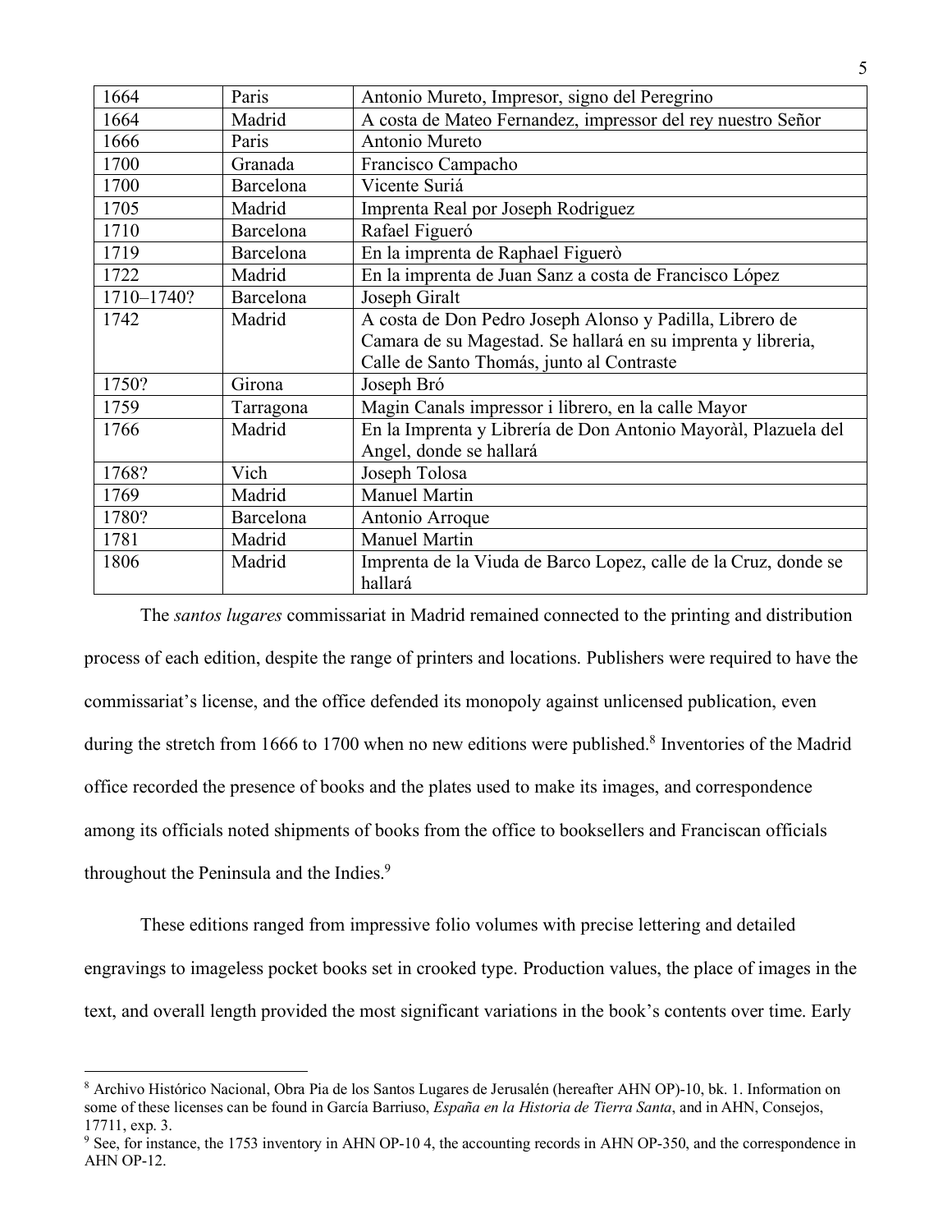| 1664 | Paris | Antonio Mureto, Impresor, signo del Peregrino |
|---|---|---|
| 1664 | Madrid | A costa de Mateo Fernandez, impressor del rey nuestro Señor |
| 1666 | Paris | Antonio Mureto |
| 1700 | Granada | Francisco Campacho |
| 1700 | Barcelona | Vicente Suriá |
| 1705 | Madrid | Imprenta Real por Joseph Rodriguez |
| 1710 | Barcelona | Rafael Figueró |
| 1719 | Barcelona | En la imprenta de Raphael Figuerò |
| 1722 | Madrid | En la imprenta de Juan Sanz a costa de Francisco López |
| 1710–1740? | Barcelona | Joseph Giralt |
| 1742 | Madrid | A costa de Don Pedro Joseph Alonso y Padilla, Librero de Camara de su Magestad. Se hallará en su imprenta y libreria, Calle de Santo Thomás, junto al Contraste |
| 1750? | Girona | Joseph Bró |
| 1759 | Tarragona | Magin Canals impressor i librero, en la calle Mayor |
| 1766 | Madrid | En la Imprenta y Librería de Don Antonio Mayoràl, Plazuela del Angel, donde se hallará |
| 1768? | Vich | Joseph Tolosa |
| 1769 | Madrid | Manuel Martin |
| 1780? | Barcelona | Antonio Arroque |
| 1781 | Madrid | Manuel Martin |
| 1806 | Madrid | Imprenta de la Viuda de Barco Lopez, calle de la Cruz, donde se hallará |

The *santos lugares* commissariat in Madrid remained connected to the printing and distribution process of each edition, despite the range of printers and locations. Publishers were required to have the commissariat's license, and the office defended its monopoly against unlicensed publication, even during the stretch from 1666 to 1700 when no new editions were published.[8] Inventories of the Madrid office recorded the presence of books and the plates used to make its images, and correspondence among its officials noted shipments of books from the office to booksellers and Franciscan officials throughout the Peninsula and the Indies.[9]

These editions ranged from impressive folio volumes with precise lettering and detailed engravings to imageless pocket books set in crooked type. Production values, the place of images in the text, and overall length provided the most significant variations in the book's contents over time. Early

---

[8] Archivo Histórico Nacional, Obra Pia de los Santos Lugares de Jerusalén (hereafter AHN OP)-10, bk. 1. Information on some of these licenses can be found in García Barriuso, *España en la Historia de Tierra Santa*, and in AHN, Consejos, 17711, exp. 3.

[9] See, for instance, the 1753 inventory in AHN OP-10 4, the accounting records in AHN OP-350, and the correspondence in AHN OP-12.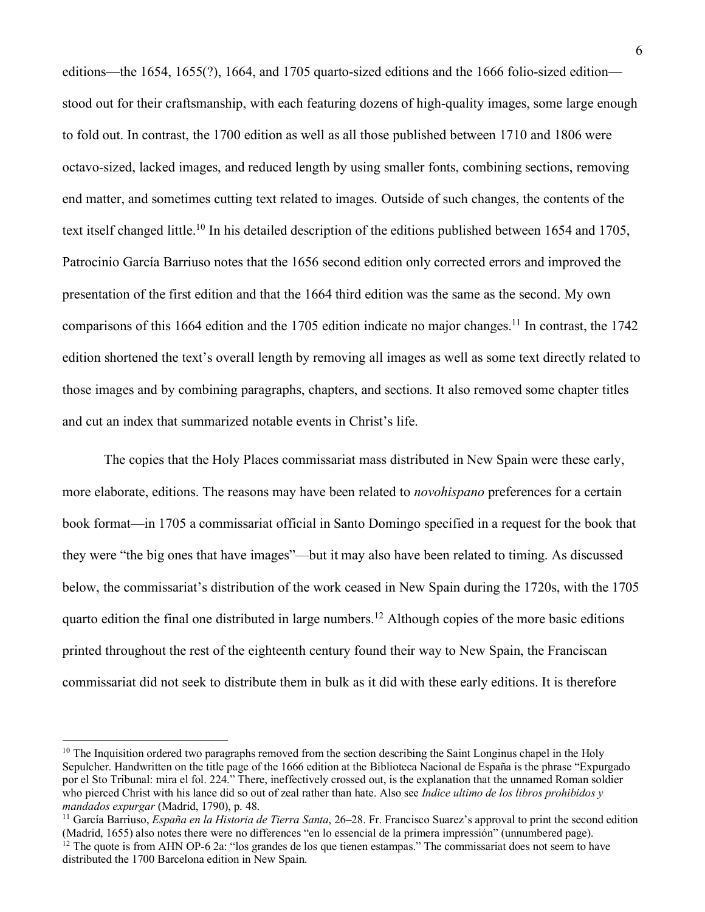editions—the 1654, 1655(?), 1664, and 1705 quarto-sized editions and the 1666 folio-sized edition—stood out for their craftsmanship, with each featuring dozens of high-quality images, some large enough to fold out. In contrast, the 1700 edition as well as all those published between 1710 and 1806 were octavo-sized, lacked images, and reduced length by using smaller fonts, combining sections, removing end matter, and sometimes cutting text related to images. Outside of such changes, the contents of the text itself changed little.[10] In his detailed description of the editions published between 1654 and 1705, Patrocinio García Barriuso notes that the 1656 second edition only corrected errors and improved the presentation of the first edition and that the 1664 third edition was the same as the second. My own comparisons of this 1664 edition and the 1705 edition indicate no major changes.[11] In contrast, the 1742 edition shortened the text's overall length by removing all images as well as some text directly related to those images and by combining paragraphs, chapters, and sections. It also removed some chapter titles and cut an index that summarized notable events in Christ's life.

The copies that the Holy Places commissariat mass distributed in New Spain were these early, more elaborate, editions. The reasons may have been related to *novohispano* preferences for a certain book format—in 1705 a commissariat official in Santo Domingo specified in a request for the book that they were "the big ones that have images"—but it may also have been related to timing. As discussed below, the commissariat's distribution of the work ceased in New Spain during the 1720s, with the 1705 quarto edition the final one distributed in large numbers.[12] Although copies of the more basic editions printed throughout the rest of the eighteenth century found their way to New Spain, the Franciscan commissariat did not seek to distribute them in bulk as it did with these early editions. It is therefore

---

[10] The Inquisition ordered two paragraphs removed from the section describing the Saint Longinus chapel in the Holy Sepulcher. Handwritten on the title page of the 1666 edition at the Biblioteca Nacional de España is the phrase "Expurgado por el Sto Tribunal: mira el fol. 224." There, ineffectively crossed out, is the explanation that the unnamed Roman soldier who pierced Christ with his lance did so out of zeal rather than hate. Also see *Indice ultimo de los libros prohibidos y mandados expurgar* (Madrid, 1790), p. 48.

[11] García Barriuso, *España en la Historia de Tierra Santa*, 26–28. Fr. Francisco Suarez's approval to print the second edition (Madrid, 1655) also notes there were no differences "en lo essencial de la primera impressión" (unnumbered page).

[12] The quote is from AHN OP-6 2a: "los grandes de los que tienen estampas." The commissariat does not seem to have distributed the 1700 Barcelona edition in New Spain.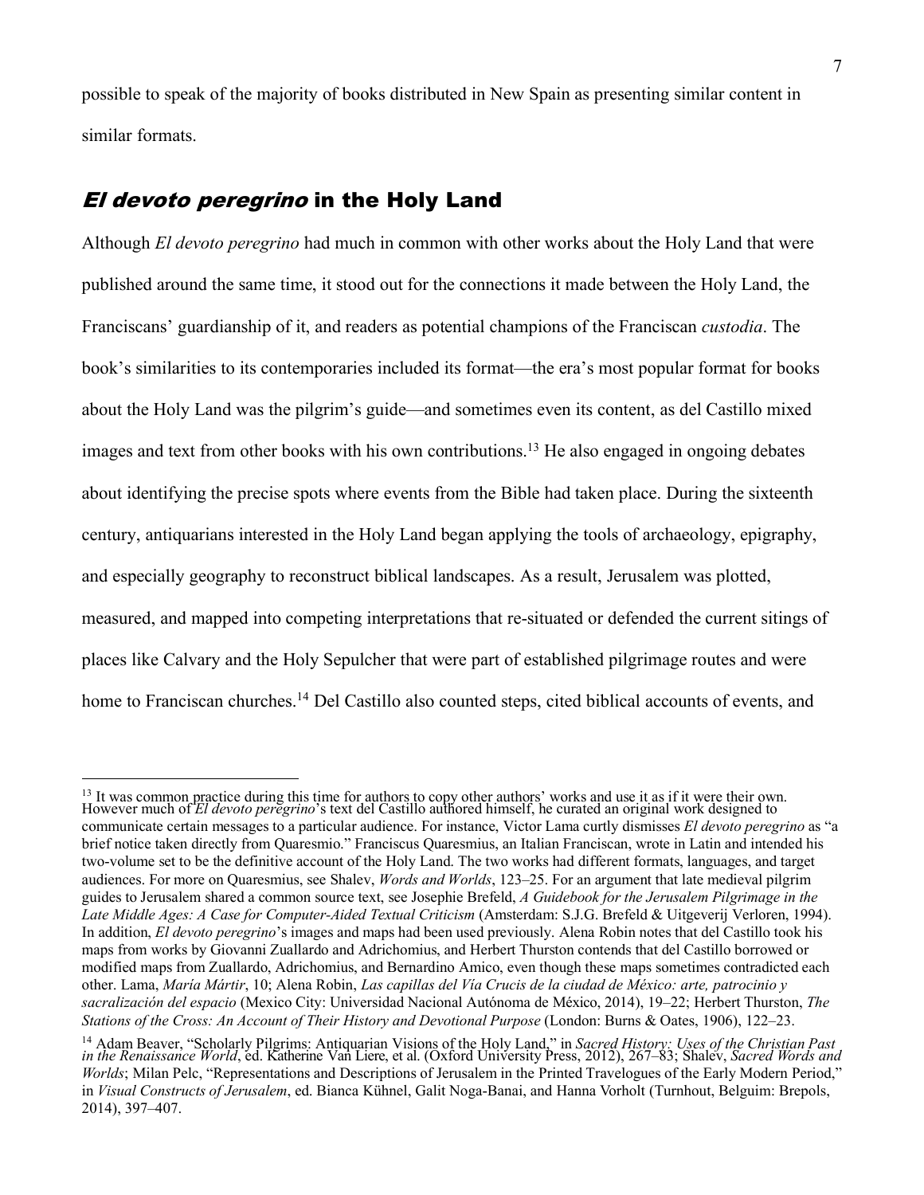possible to speak of the majority of books distributed in New Spain as presenting similar content in similar formats.

## *El devoto peregrino* in the Holy Land

Although *El devoto peregrino* had much in common with other works about the Holy Land that were published around the same time, it stood out for the connections it made between the Holy Land, the Franciscans' guardianship of it, and readers as potential champions of the Franciscan *custodia*. The book's similarities to its contemporaries included its format—the era's most popular format for books about the Holy Land was the pilgrim's guide—and sometimes even its content, as del Castillo mixed images and text from other books with his own contributions.[13] He also engaged in ongoing debates about identifying the precise spots where events from the Bible had taken place. During the sixteenth century, antiquarians interested in the Holy Land began applying the tools of archaeology, epigraphy, and especially geography to reconstruct biblical landscapes. As a result, Jerusalem was plotted, measured, and mapped into competing interpretations that re-situated or defended the current sitings of places like Calvary and the Holy Sepulcher that were part of established pilgrimage routes and were home to Franciscan churches.[14] Del Castillo also counted steps, cited biblical accounts of events, and

---

[13] It was common practice during this time for authors to copy other authors' works and use it as if it were their own. However much of *El devoto peregrino*'s text del Castillo authored himself, he curated an original work designed to communicate certain messages to a particular audience. For instance, Victor Lama curtly dismisses *El devoto peregrino* as "a brief notice taken directly from Quaresmio." Franciscus Quaresmius, an Italian Franciscan, wrote in Latin and intended his two-volume set to be the definitive account of the Holy Land. The two works had different formats, languages, and target audiences. For more on Quaresmius, see Shalev, *Words and Worlds*, 123–25. For an argument that late medieval pilgrim guides to Jerusalem shared a common source text, see Josephie Brefeld, *A Guidebook for the Jerusalem Pilgrimage in the Late Middle Ages: A Case for Computer-Aided Textual Criticism* (Amsterdam: S.J.G. Brefeld & Uitgeverij Verloren, 1994). In addition, *El devoto peregrino*'s images and maps had been used previously. Alena Robin notes that del Castillo took his maps from works by Giovanni Zuallardo and Adrichomius, and Herbert Thurston contends that del Castillo borrowed or modified maps from Zuallardo, Adrichomius, and Bernardino Amico, even though these maps sometimes contradicted each other. Lama, *María Mártir*, 10; Alena Robin, *Las capillas del Vía Crucis de la ciudad de México: arte, patrocinio y sacralización del espacio* (Mexico City: Universidad Nacional Autónoma de México, 2014), 19–22; Herbert Thurston, *The Stations of the Cross: An Account of Their History and Devotional Purpose* (London: Burns & Oates, 1906), 122–23.

[14] Adam Beaver, "Scholarly Pilgrims: Antiquarian Visions of the Holy Land," in *Sacred History: Uses of the Christian Past in the Renaissance World*, ed. Katherine Van Liere, et al. (Oxford University Press, 2012), 267–83; Shalev, *Sacred Words and Worlds*; Milan Pelc, "Representations and Descriptions of Jerusalem in the Printed Travelogues of the Early Modern Period," in *Visual Constructs of Jerusalem*, ed. Bianca Kühnel, Galit Noga-Banai, and Hanna Vorholt (Turnhout, Belguim: Brepols, 2014), 397–407.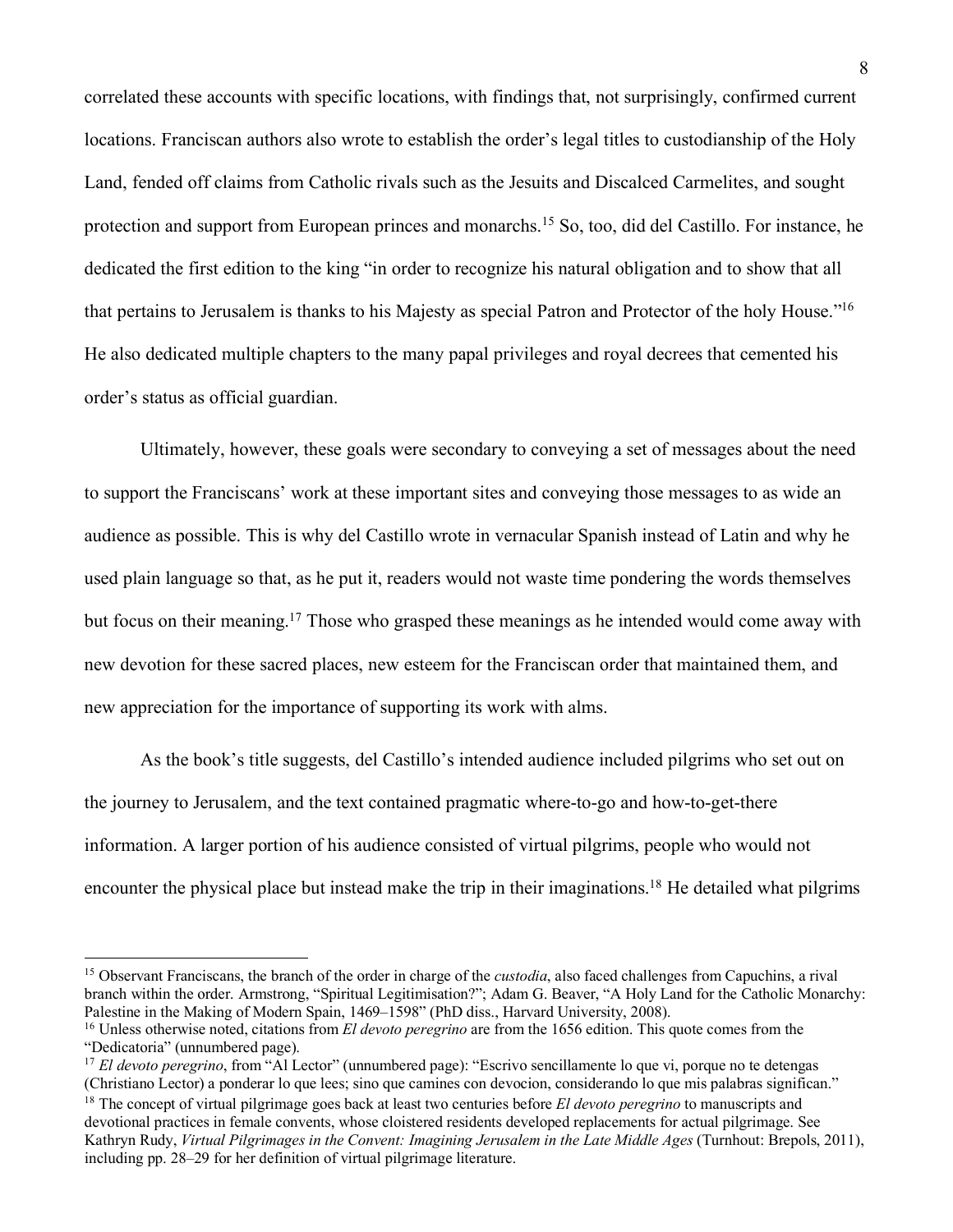correlated these accounts with specific locations, with findings that, not surprisingly, confirmed current locations. Franciscan authors also wrote to establish the order's legal titles to custodianship of the Holy Land, fended off claims from Catholic rivals such as the Jesuits and Discalced Carmelites, and sought protection and support from European princes and monarchs.[15] So, too, did del Castillo. For instance, he dedicated the first edition to the king "in order to recognize his natural obligation and to show that all that pertains to Jerusalem is thanks to his Majesty as special Patron and Protector of the holy House."[16] He also dedicated multiple chapters to the many papal privileges and royal decrees that cemented his order's status as official guardian.

Ultimately, however, these goals were secondary to conveying a set of messages about the need to support the Franciscans' work at these important sites and conveying those messages to as wide an audience as possible. This is why del Castillo wrote in vernacular Spanish instead of Latin and why he used plain language so that, as he put it, readers would not waste time pondering the words themselves but focus on their meaning.[17] Those who grasped these meanings as he intended would come away with new devotion for these sacred places, new esteem for the Franciscan order that maintained them, and new appreciation for the importance of supporting its work with alms.

As the book's title suggests, del Castillo's intended audience included pilgrims who set out on the journey to Jerusalem, and the text contained pragmatic where-to-go and how-to-get-there information. A larger portion of his audience consisted of virtual pilgrims, people who would not encounter the physical place but instead make the trip in their imaginations.[18] He detailed what pilgrims

---

[15] Observant Franciscans, the branch of the order in charge of the *custodia*, also faced challenges from Capuchins, a rival branch within the order. Armstrong, "Spiritual Legitimisation?"; Adam G. Beaver, "A Holy Land for the Catholic Monarchy: Palestine in the Making of Modern Spain, 1469–1598" (PhD diss., Harvard University, 2008).

[16] Unless otherwise noted, citations from *El devoto peregrino* are from the 1656 edition. This quote comes from the "Dedicatoria" (unnumbered page).

[17] *El devoto peregrino*, from "Al Lector" (unnumbered page): "Escrivo sencillamente lo que vi, porque no te detengas (Christiano Lector) a ponderar lo que lees; sino que camines con devocion, considerando lo que mis palabras significan."

[18] The concept of virtual pilgrimage goes back at least two centuries before *El devoto peregrino* to manuscripts and devotional practices in female convents, whose cloistered residents developed replacements for actual pilgrimage. See Kathryn Rudy, *Virtual Pilgrimages in the Convent: Imagining Jerusalem in the Late Middle Ages* (Turnhout: Brepols, 2011), including pp. 28–29 for her definition of virtual pilgrimage literature.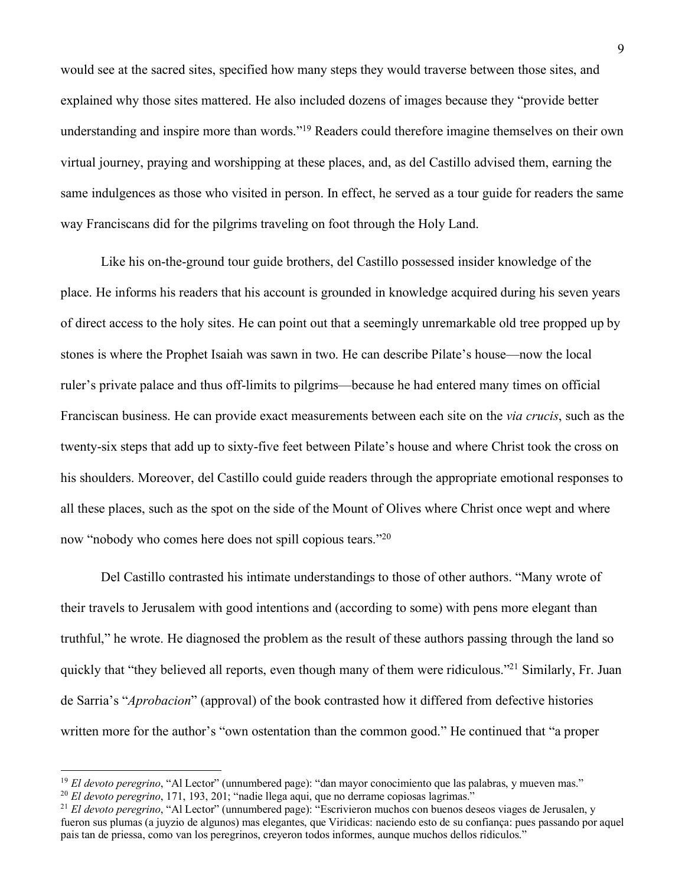would see at the sacred sites, specified how many steps they would traverse between those sites, and explained why those sites mattered. He also included dozens of images because they "provide better understanding and inspire more than words."[19] Readers could therefore imagine themselves on their own virtual journey, praying and worshipping at these places, and, as del Castillo advised them, earning the same indulgences as those who visited in person. In effect, he served as a tour guide for readers the same way Franciscans did for the pilgrims traveling on foot through the Holy Land.

Like his on-the-ground tour guide brothers, del Castillo possessed insider knowledge of the place. He informs his readers that his account is grounded in knowledge acquired during his seven years of direct access to the holy sites. He can point out that a seemingly unremarkable old tree propped up by stones is where the Prophet Isaiah was sawn in two. He can describe Pilate's house—now the local ruler's private palace and thus off-limits to pilgrims—because he had entered many times on official Franciscan business. He can provide exact measurements between each site on the *via crucis*, such as the twenty-six steps that add up to sixty-five feet between Pilate's house and where Christ took the cross on his shoulders. Moreover, del Castillo could guide readers through the appropriate emotional responses to all these places, such as the spot on the side of the Mount of Olives where Christ once wept and where now "nobody who comes here does not spill copious tears."[20]

Del Castillo contrasted his intimate understandings to those of other authors. "Many wrote of their travels to Jerusalem with good intentions and (according to some) with pens more elegant than truthful," he wrote. He diagnosed the problem as the result of these authors passing through the land so quickly that "they believed all reports, even though many of them were ridiculous."[21] Similarly, Fr. Juan de Sarria's "*Aprobacion*" (approval) of the book contrasted how it differed from defective histories written more for the author's "own ostentation than the common good." He continued that "a proper

---

[19] *El devoto peregrino*, "Al Lector" (unnumbered page): "dan mayor conocimiento que las palabras, y mueven mas."

[20] *El devoto peregrino*, 171, 193, 201; "nadie llega aqui, que no derrame copiosas lagrimas."

[21] *El devoto peregrino*, "Al Lector" (unnumbered page): "Escrivieron muchos con buenos deseos viages de Jerusalen, y fueron sus plumas (a juyzio de algunos) mas elegantes, que Viridicas: naciendo esto de su confiança: pues passando por aquel pais tan de priessa, como van los peregrinos, creyeron todos informes, aunque muchos dellos ridiculos."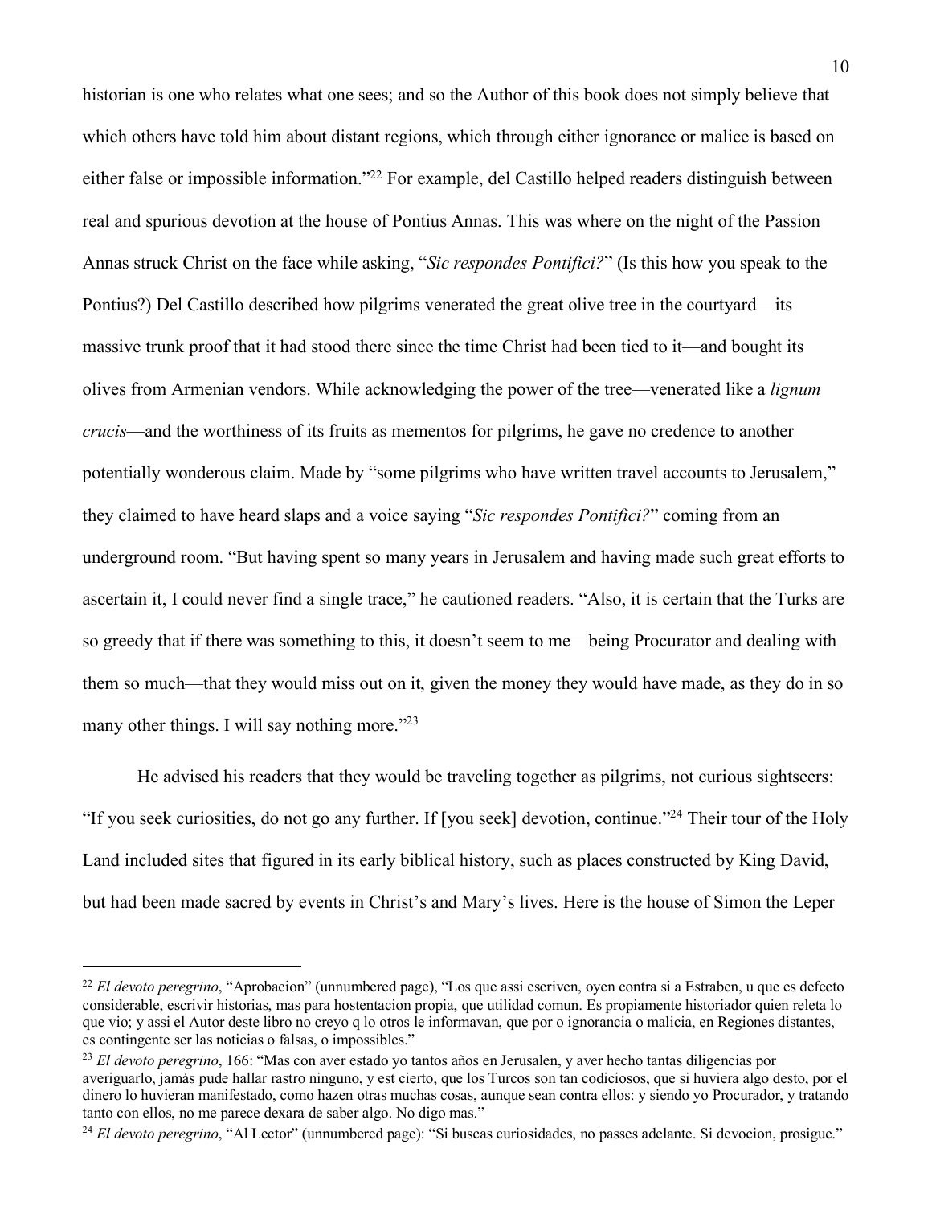historian is one who relates what one sees; and so the Author of this book does not simply believe that which others have told him about distant regions, which through either ignorance or malice is based on either false or impossible information."[22] For example, del Castillo helped readers distinguish between real and spurious devotion at the house of Pontius Annas. This was where on the night of the Passion Annas struck Christ on the face while asking, "*Sic respondes Pontifici?*" (Is this how you speak to the Pontius?) Del Castillo described how pilgrims venerated the great olive tree in the courtyard—its massive trunk proof that it had stood there since the time Christ had been tied to it—and bought its olives from Armenian vendors. While acknowledging the power of the tree—venerated like a *lignum crucis*—and the worthiness of its fruits as mementos for pilgrims, he gave no credence to another potentially wonderous claim. Made by "some pilgrims who have written travel accounts to Jerusalem," they claimed to have heard slaps and a voice saying "*Sic respondes Pontifici?*" coming from an underground room. "But having spent so many years in Jerusalem and having made such great efforts to ascertain it, I could never find a single trace," he cautioned readers. "Also, it is certain that the Turks are so greedy that if there was something to this, it doesn't seem to me—being Procurator and dealing with them so much—that they would miss out on it, given the money they would have made, as they do in so many other things. I will say nothing more."[23]

He advised his readers that they would be traveling together as pilgrims, not curious sightseers: "If you seek curiosities, do not go any further. If [you seek] devotion, continue."[24] Their tour of the Holy Land included sites that figured in its early biblical history, such as places constructed by King David, but had been made sacred by events in Christ's and Mary's lives. Here is the house of Simon the Leper

---

[22] *El devoto peregrino*, "Aprobacion" (unnumbered page), "Los que assi escriven, oyen contra si a Estraben, u que es defecto considerable, escrivir historias, mas para hostentacion propia, que utilidad comun. Es propiamente historiador quien releta lo que vio; y assi el Autor deste libro no creyo q lo otros le informavan, que por o ignorancia o malicia, en Regiones distantes, es contingente ser las noticias o falsas, o impossibles."

[23] *El devoto peregrino*, 166: "Mas con aver estado yo tantos años en Jerusalen, y aver hecho tantas diligencias por averiguarlo, jamás pude hallar rastro ninguno, y est cierto, que los Turcos son tan codiciosos, que si huviera algo desto, por el dinero lo huvieran manifestado, como hazen otras muchas cosas, aunque sean contra ellos: y siendo yo Procurador, y tratando tanto con ellos, no me parece dexara de saber algo. No digo mas."

[24] *El devoto peregrino*, "Al Lector" (unnumbered page): "Si buscas curiosidades, no passes adelante. Si devocion, prosigue."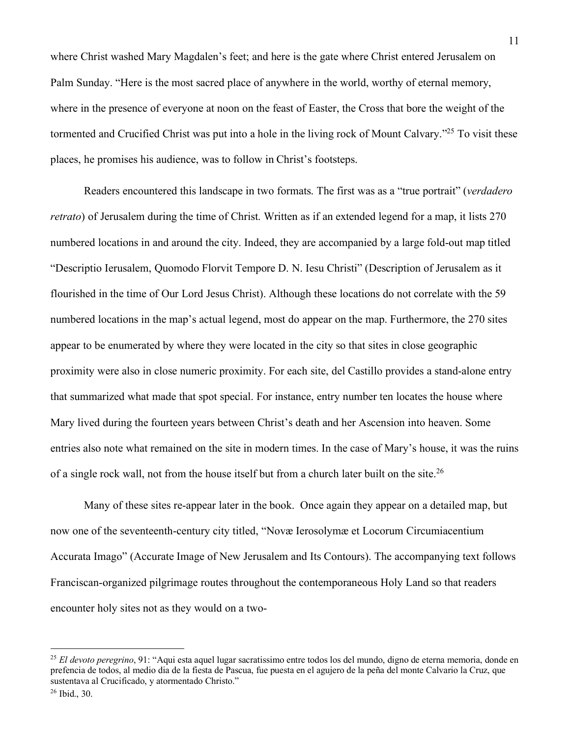where Christ washed Mary Magdalen's feet; and here is the gate where Christ entered Jerusalem on Palm Sunday. "Here is the most sacred place of anywhere in the world, worthy of eternal memory, where in the presence of everyone at noon on the feast of Easter, the Cross that bore the weight of the tormented and Crucified Christ was put into a hole in the living rock of Mount Calvary."[25] To visit these places, he promises his audience, was to follow in Christ's footsteps.

Readers encountered this landscape in two formats. The first was as a "true portrait" (*verdadero retrato*) of Jerusalem during the time of Christ. Written as if an extended legend for a map, it lists 270 numbered locations in and around the city. Indeed, they are accompanied by a large fold-out map titled "Descriptio Ierusalem, Quomodo Florvit Tempore D. N. Iesu Christi" (Description of Jerusalem as it flourished in the time of Our Lord Jesus Christ). Although these locations do not correlate with the 59 numbered locations in the map's actual legend, most do appear on the map. Furthermore, the 270 sites appear to be enumerated by where they were located in the city so that sites in close geographic proximity were also in close numeric proximity. For each site, del Castillo provides a stand-alone entry that summarized what made that spot special. For instance, entry number ten locates the house where Mary lived during the fourteen years between Christ's death and her Ascension into heaven. Some entries also note what remained on the site in modern times. In the case of Mary's house, it was the ruins of a single rock wall, not from the house itself but from a church later built on the site.[26]

Many of these sites re-appear later in the book. Once again they appear on a detailed map, but now one of the seventeenth-century city titled, "Novæ Ierosolymæ et Locorum Circumiacentium Accurata Imago" (Accurate Image of New Jerusalem and Its Contours). The accompanying text follows Franciscan-organized pilgrimage routes throughout the contemporaneous Holy Land so that readers encounter holy sites not as they would on a two-

---

[25] *El devoto peregrino*, 91: "Aqui esta aquel lugar sacratissimo entre todos los del mundo, digno de eterna memoria, donde en prefencia de todos, al medio dia de la fiesta de Pascua, fue puesta en el agujero de la peña del monte Calvario la Cruz, que sustentava al Crucificado, y atormentado Christo."

[26] Ibid., 30.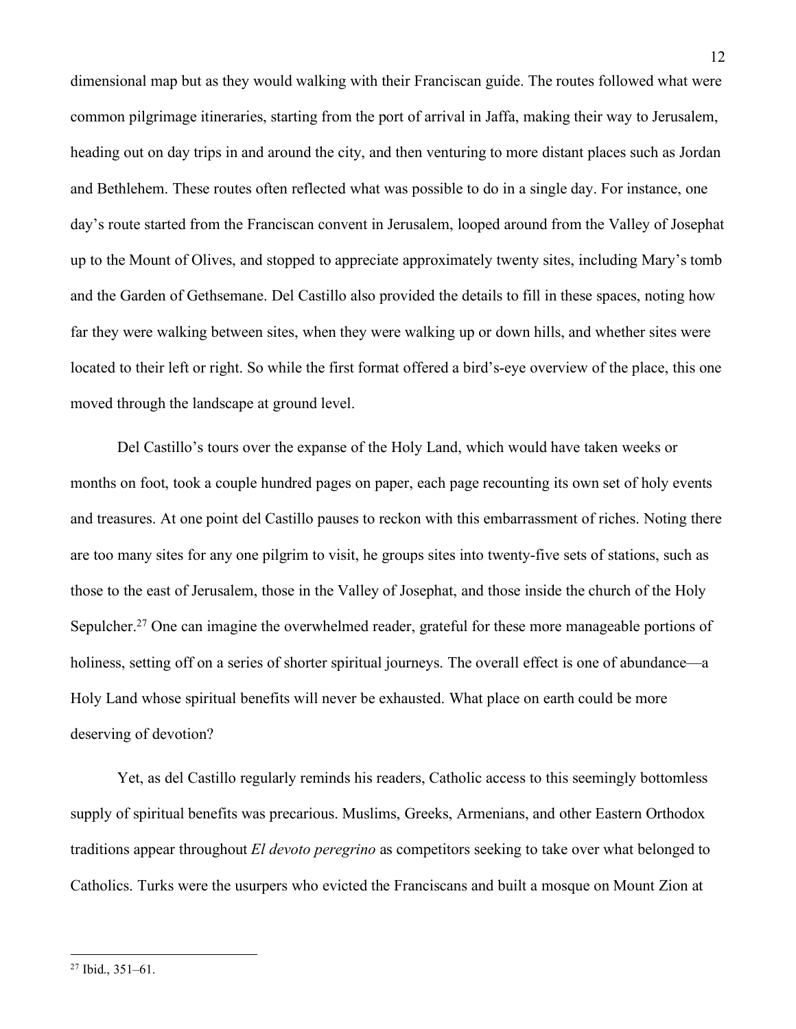dimensional map but as they would walking with their Franciscan guide. The routes followed what were common pilgrimage itineraries, starting from the port of arrival in Jaffa, making their way to Jerusalem, heading out on day trips in and around the city, and then venturing to more distant places such as Jordan and Bethlehem. These routes often reflected what was possible to do in a single day. For instance, one day's route started from the Franciscan convent in Jerusalem, looped around from the Valley of Josephat up to the Mount of Olives, and stopped to appreciate approximately twenty sites, including Mary's tomb and the Garden of Gethsemane. Del Castillo also provided the details to fill in these spaces, noting how far they were walking between sites, when they were walking up or down hills, and whether sites were located to their left or right. So while the first format offered a bird's-eye overview of the place, this one moved through the landscape at ground level.

Del Castillo's tours over the expanse of the Holy Land, which would have taken weeks or months on foot, took a couple hundred pages on paper, each page recounting its own set of holy events and treasures. At one point del Castillo pauses to reckon with this embarrassment of riches. Noting there are too many sites for any one pilgrim to visit, he groups sites into twenty-five sets of stations, such as those to the east of Jerusalem, those in the Valley of Josephat, and those inside the church of the Holy Sepulcher.[27] One can imagine the overwhelmed reader, grateful for these more manageable portions of holiness, setting off on a series of shorter spiritual journeys. The overall effect is one of abundance—a Holy Land whose spiritual benefits will never be exhausted. What place on earth could be more deserving of devotion?

Yet, as del Castillo regularly reminds his readers, Catholic access to this seemingly bottomless supply of spiritual benefits was precarious. Muslims, Greeks, Armenians, and other Eastern Orthodox traditions appear throughout *El devoto peregrino* as competitors seeking to take over what belonged to Catholics. Turks were the usurpers who evicted the Franciscans and built a mosque on Mount Zion at

[27] Ibid., 351–61.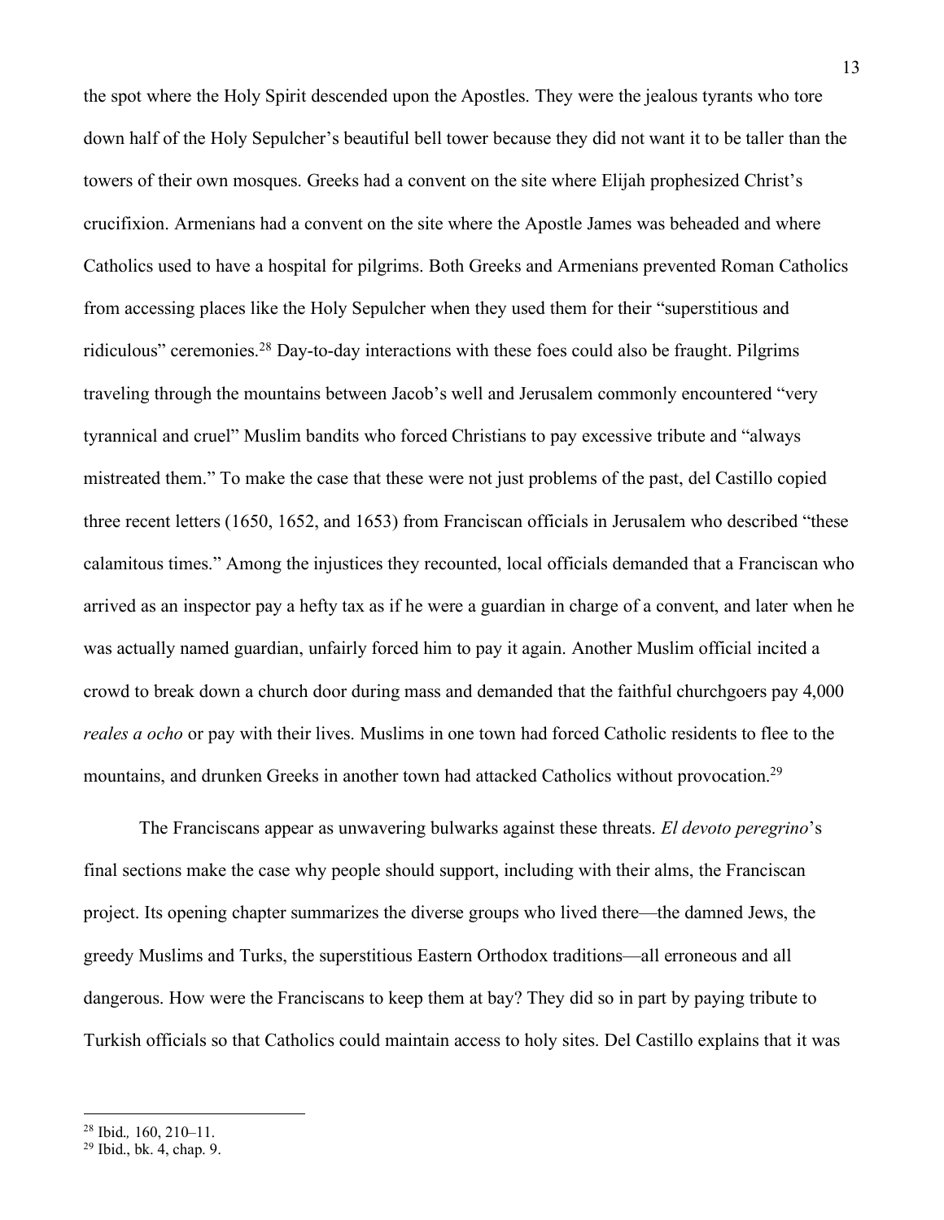the spot where the Holy Spirit descended upon the Apostles. They were the jealous tyrants who tore down half of the Holy Sepulcher's beautiful bell tower because they did not want it to be taller than the towers of their own mosques. Greeks had a convent on the site where Elijah prophesized Christ's crucifixion. Armenians had a convent on the site where the Apostle James was beheaded and where Catholics used to have a hospital for pilgrims. Both Greeks and Armenians prevented Roman Catholics from accessing places like the Holy Sepulcher when they used them for their "superstitious and ridiculous" ceremonies.[28] Day-to-day interactions with these foes could also be fraught. Pilgrims traveling through the mountains between Jacob's well and Jerusalem commonly encountered "very tyrannical and cruel" Muslim bandits who forced Christians to pay excessive tribute and "always mistreated them." To make the case that these were not just problems of the past, del Castillo copied three recent letters (1650, 1652, and 1653) from Franciscan officials in Jerusalem who described "these calamitous times." Among the injustices they recounted, local officials demanded that a Franciscan who arrived as an inspector pay a hefty tax as if he were a guardian in charge of a convent, and later when he was actually named guardian, unfairly forced him to pay it again. Another Muslim official incited a crowd to break down a church door during mass and demanded that the faithful churchgoers pay 4,000 *reales a ocho* or pay with their lives. Muslims in one town had forced Catholic residents to flee to the mountains, and drunken Greeks in another town had attacked Catholics without provocation.[29]

The Franciscans appear as unwavering bulwarks against these threats. *El devoto peregrino*'s final sections make the case why people should support, including with their alms, the Franciscan project. Its opening chapter summarizes the diverse groups who lived there—the damned Jews, the greedy Muslims and Turks, the superstitious Eastern Orthodox traditions—all erroneous and all dangerous. How were the Franciscans to keep them at bay? They did so in part by paying tribute to Turkish officials so that Catholics could maintain access to holy sites. Del Castillo explains that it was

---

[28] Ibid., 160, 210–11.

[29] Ibid., bk. 4, chap. 9.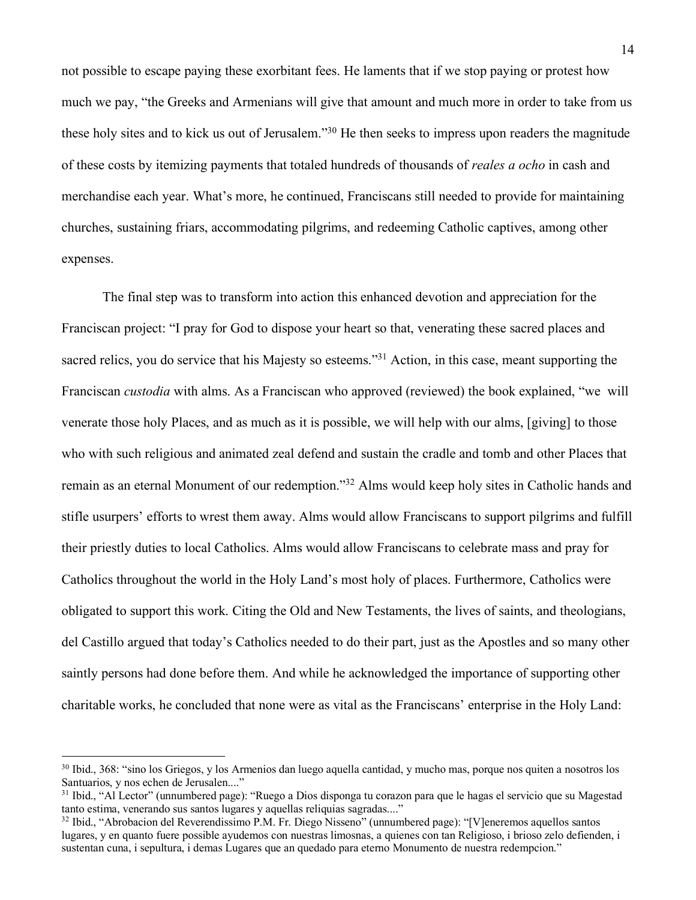not possible to escape paying these exorbitant fees. He laments that if we stop paying or protest how much we pay, "the Greeks and Armenians will give that amount and much more in order to take from us these holy sites and to kick us out of Jerusalem."[30] He then seeks to impress upon readers the magnitude of these costs by itemizing payments that totaled hundreds of thousands of *reales a ocho* in cash and merchandise each year. What's more, he continued, Franciscans still needed to provide for maintaining churches, sustaining friars, accommodating pilgrims, and redeeming Catholic captives, among other expenses.

The final step was to transform into action this enhanced devotion and appreciation for the Franciscan project: "I pray for God to dispose your heart so that, venerating these sacred places and sacred relics, you do service that his Majesty so esteems."[31] Action, in this case, meant supporting the Franciscan *custodia* with alms. As a Franciscan who approved (reviewed) the book explained, "we will venerate those holy Places, and as much as it is possible, we will help with our alms, [giving] to those who with such religious and animated zeal defend and sustain the cradle and tomb and other Places that remain as an eternal Monument of our redemption."[32] Alms would keep holy sites in Catholic hands and stifle usurpers' efforts to wrest them away. Alms would allow Franciscans to support pilgrims and fulfill their priestly duties to local Catholics. Alms would allow Franciscans to celebrate mass and pray for Catholics throughout the world in the Holy Land's most holy of places. Furthermore, Catholics were obligated to support this work. Citing the Old and New Testaments, the lives of saints, and theologians, del Castillo argued that today's Catholics needed to do their part, just as the Apostles and so many other saintly persons had done before them. And while he acknowledged the importance of supporting other charitable works, he concluded that none were as vital as the Franciscans' enterprise in the Holy Land:

---

[30] Ibid., 368: "sino los Griegos, y los Armenios dan luego aquella cantidad, y mucho mas, porque nos quiten a nosotros los Santuarios, y nos echen de Jerusalen...."

[31] Ibid., "Al Lector" (unnumbered page): "Ruego a Dios disponga tu corazon para que le hagas el servicio que su Magestad tanto estima, venerando sus santos lugares y aquellas reliquias sagradas...."

[32] Ibid., "Abrobacion del Reverendissimo P.M. Fr. Diego Nisseno" (unnumbered page): "[V]eneremos aquellos santos lugares, y en quanto fuere possible ayudemos con nuestras limosnas, a quienes con tan Religioso, i brioso zelo defienden, i sustentan cuna, i sepultura, i demas Lugares que an quedado para eterno Monumento de nuestra redempcion."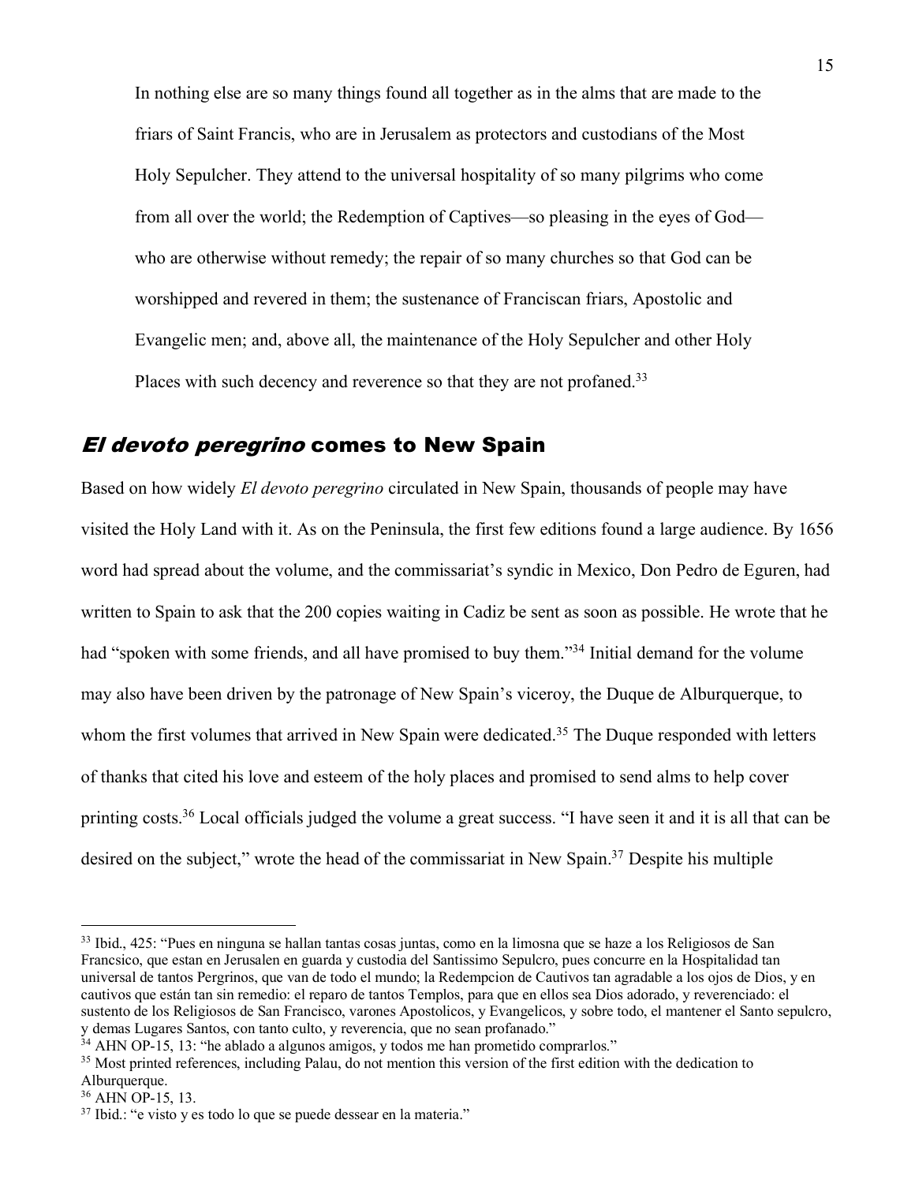> In nothing else are so many things found all together as in the alms that are made to the friars of Saint Francis, who are in Jerusalem as protectors and custodians of the Most Holy Sepulcher. They attend to the universal hospitality of so many pilgrims who come from all over the world; the Redemption of Captives—so pleasing in the eyes of God—who are otherwise without remedy; the repair of so many churches so that God can be worshipped and revered in them; the sustenance of Franciscan friars, Apostolic and Evangelic men; and, above all, the maintenance of the Holy Sepulcher and other Holy Places with such decency and reverence so that they are not profaned.[33]

## *El devoto peregrino* comes to New Spain

Based on how widely *El devoto peregrino* circulated in New Spain, thousands of people may have visited the Holy Land with it. As on the Peninsula, the first few editions found a large audience. By 1656 word had spread about the volume, and the commissariat's syndic in Mexico, Don Pedro de Eguren, had written to Spain to ask that the 200 copies waiting in Cadiz be sent as soon as possible. He wrote that he had "spoken with some friends, and all have promised to buy them."[34] Initial demand for the volume may also have been driven by the patronage of New Spain's viceroy, the Duque de Alburquerque, to whom the first volumes that arrived in New Spain were dedicated.[35] The Duque responded with letters of thanks that cited his love and esteem of the holy places and promised to send alms to help cover printing costs.[36] Local officials judged the volume a great success. "I have seen it and it is all that can be desired on the subject," wrote the head of the commissariat in New Spain.[37] Despite his multiple

---

[33] Ibid., 425: "Pues en ninguna se hallan tantas cosas juntas, como en la limosna que se haze a los Religiosos de San Francsico, que estan en Jerusalen en guarda y custodia del Santissimo Sepulcro, pues concurre en la Hospitalidad tan universal de tantos Pergrinos, que van de todo el mundo; la Redempcion de Cautivos tan agradable a los ojos de Dios, y en cautivos que están tan sin remedio: el reparo de tantos Templos, para que en ellos sea Dios adorado, y reverenciado: el sustento de los Religiosos de San Francisco, varones Apostolicos, y Evangelicos, y sobre todo, el mantener el Santo sepulcro, y demas Lugares Santos, con tanto culto, y reverencia, que no sean profanado."

[34] AHN OP-15, 13: "he ablado a algunos amigos, y todos me han prometido comprarlos."

[35] Most printed references, including Palau, do not mention this version of the first edition with the dedication to Alburquerque.

[36] AHN OP-15, 13.

[37] Ibid.: "e visto y es todo lo que se puede dessear en la materia."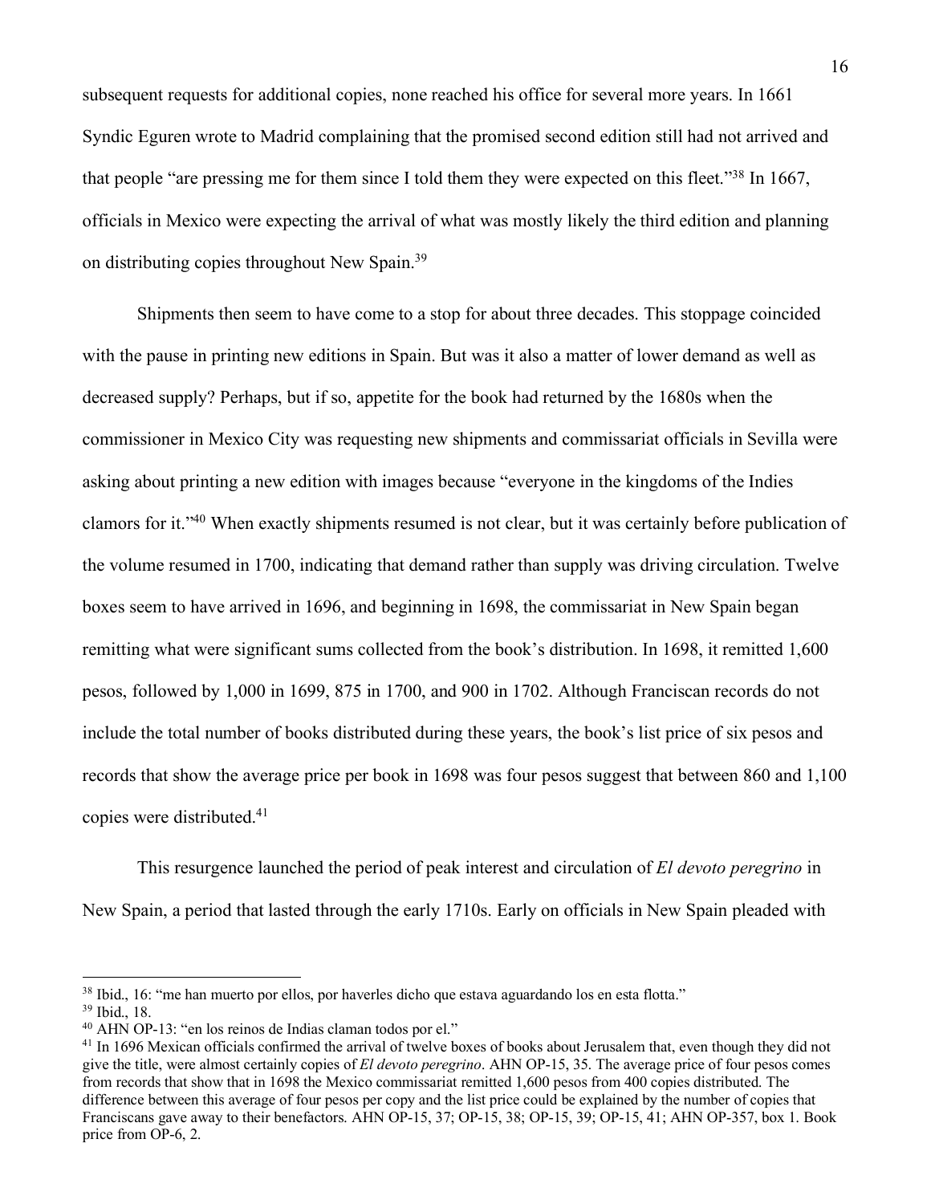subsequent requests for additional copies, none reached his office for several more years. In 1661 Syndic Eguren wrote to Madrid complaining that the promised second edition still had not arrived and that people "are pressing me for them since I told them they were expected on this fleet."[38] In 1667, officials in Mexico were expecting the arrival of what was mostly likely the third edition and planning on distributing copies throughout New Spain.[39]

Shipments then seem to have come to a stop for about three decades. This stoppage coincided with the pause in printing new editions in Spain. But was it also a matter of lower demand as well as decreased supply? Perhaps, but if so, appetite for the book had returned by the 1680s when the commissioner in Mexico City was requesting new shipments and commissariat officials in Sevilla were asking about printing a new edition with images because "everyone in the kingdoms of the Indies clamors for it."[40] When exactly shipments resumed is not clear, but it was certainly before publication of the volume resumed in 1700, indicating that demand rather than supply was driving circulation. Twelve boxes seem to have arrived in 1696, and beginning in 1698, the commissariat in New Spain began remitting what were significant sums collected from the book's distribution. In 1698, it remitted 1,600 pesos, followed by 1,000 in 1699, 875 in 1700, and 900 in 1702. Although Franciscan records do not include the total number of books distributed during these years, the book's list price of six pesos and records that show the average price per book in 1698 was four pesos suggest that between 860 and 1,100 copies were distributed.[41]

This resurgence launched the period of peak interest and circulation of *El devoto peregrino* in New Spain, a period that lasted through the early 1710s. Early on officials in New Spain pleaded with

---

[38] Ibid., 16: "me han muerto por ellos, por haverles dicho que estava aguardando los en esta flotta."

[39] Ibid., 18.

[40] AHN OP-13: "en los reinos de Indias claman todos por el."

[41] In 1696 Mexican officials confirmed the arrival of twelve boxes of books about Jerusalem that, even though they did not give the title, were almost certainly copies of *El devoto peregrino*. AHN OP-15, 35. The average price of four pesos comes from records that show that in 1698 the Mexico commissariat remitted 1,600 pesos from 400 copies distributed. The difference between this average of four pesos per copy and the list price could be explained by the number of copies that Franciscans gave away to their benefactors. AHN OP-15, 37; OP-15, 38; OP-15, 39; OP-15, 41; AHN OP-357, box 1. Book price from OP-6, 2.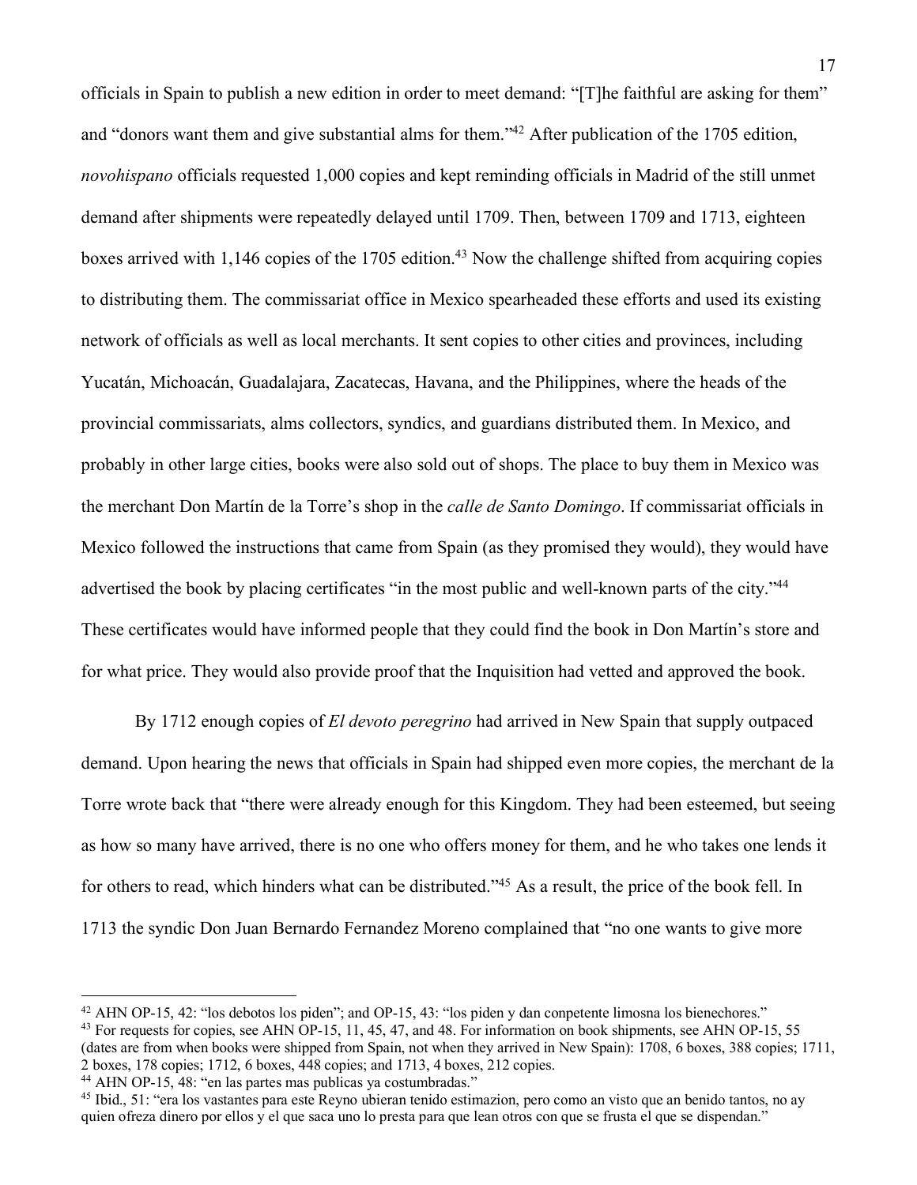officials in Spain to publish a new edition in order to meet demand: "[T]he faithful are asking for them" and "donors want them and give substantial alms for them."[42] After publication of the 1705 edition, *novohispano* officials requested 1,000 copies and kept reminding officials in Madrid of the still unmet demand after shipments were repeatedly delayed until 1709. Then, between 1709 and 1713, eighteen boxes arrived with 1,146 copies of the 1705 edition.[43] Now the challenge shifted from acquiring copies to distributing them. The commissariat office in Mexico spearheaded these efforts and used its existing network of officials as well as local merchants. It sent copies to other cities and provinces, including Yucatán, Michoacán, Guadalajara, Zacatecas, Havana, and the Philippines, where the heads of the provincial commissariats, alms collectors, syndics, and guardians distributed them. In Mexico, and probably in other large cities, books were also sold out of shops. The place to buy them in Mexico was the merchant Don Martín de la Torre's shop in the *calle de Santo Domingo*. If commissariat officials in Mexico followed the instructions that came from Spain (as they promised they would), they would have advertised the book by placing certificates "in the most public and well-known parts of the city."[44] These certificates would have informed people that they could find the book in Don Martín's store and for what price. They would also provide proof that the Inquisition had vetted and approved the book.

By 1712 enough copies of *El devoto peregrino* had arrived in New Spain that supply outpaced demand. Upon hearing the news that officials in Spain had shipped even more copies, the merchant de la Torre wrote back that "there were already enough for this Kingdom. They had been esteemed, but seeing as how so many have arrived, there is no one who offers money for them, and he who takes one lends it for others to read, which hinders what can be distributed."[45] As a result, the price of the book fell. In 1713 the syndic Don Juan Bernardo Fernandez Moreno complained that "no one wants to give more

---

[42] AHN OP-15, 42: "los debotos los piden"; and OP-15, 43: "los piden y dan conpetente limosna los bienechores."

[43] For requests for copies, see AHN OP-15, 11, 45, 47, and 48. For information on book shipments, see AHN OP-15, 55 (dates are from when books were shipped from Spain, not when they arrived in New Spain): 1708, 6 boxes, 388 copies; 1711, 2 boxes, 178 copies; 1712, 6 boxes, 448 copies; and 1713, 4 boxes, 212 copies.

[44] AHN OP-15, 48: "en las partes mas publicas ya costumbradas."

[45] Ibid., 51: "era los vastantes para este Reyno ubieran tenido estimazion, pero como an visto que an benido tantos, no ay quien ofreza dinero por ellos y el que saca uno lo presta para que lean otros con que se frusta el que se dispendan."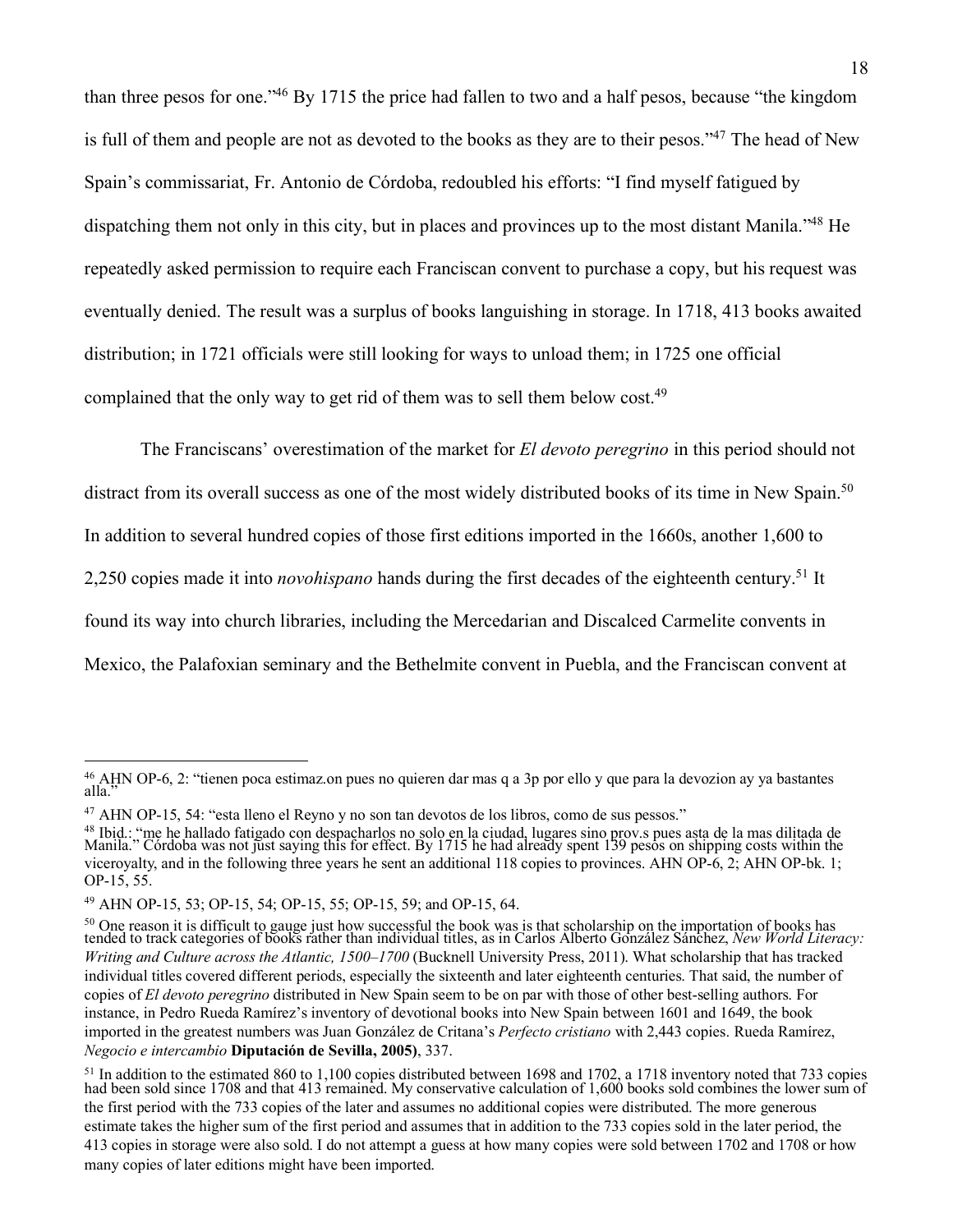than three pesos for one."[46] By 1715 the price had fallen to two and a half pesos, because "the kingdom is full of them and people are not as devoted to the books as they are to their pesos."[47] The head of New Spain's commissariat, Fr. Antonio de Córdoba, redoubled his efforts: "I find myself fatigued by dispatching them not only in this city, but in places and provinces up to the most distant Manila."[48] He repeatedly asked permission to require each Franciscan convent to purchase a copy, but his request was eventually denied. The result was a surplus of books languishing in storage. In 1718, 413 books awaited distribution; in 1721 officials were still looking for ways to unload them; in 1725 one official complained that the only way to get rid of them was to sell them below cost.[49]

The Franciscans' overestimation of the market for *El devoto peregrino* in this period should not distract from its overall success as one of the most widely distributed books of its time in New Spain.[50] In addition to several hundred copies of those first editions imported in the 1660s, another 1,600 to 2,250 copies made it into *novohispano* hands during the first decades of the eighteenth century.[51] It found its way into church libraries, including the Mercedarian and Discalced Carmelite convents in Mexico, the Palafoxian seminary and the Bethelmite convent in Puebla, and the Franciscan convent at

---

[46] AHN OP-6, 2: "tienen poca estimaz.on pues no quieren dar mas q a 3p por ello y que para la devozion ay ya bastantes alla."

[47] AHN OP-15, 54: "esta lleno el Reyno y no son tan devotos de los libros, como de sus pessos."

[48] Ibid.: "me he hallado fatigado con despacharlos no solo en la ciudad, lugares sino prov.s pues asta de la mas dilitada de Manila." Córdoba was not just saying this for effect. By 1715 he had already spent 139 pesos on shipping costs within the viceroyalty, and in the following three years he sent an additional 118 copies to provinces. AHN OP-6, 2; AHN OP-bk. 1; OP-15, 55.

[49] AHN OP-15, 53; OP-15, 54; OP-15, 55; OP-15, 59; and OP-15, 64.

[50] One reason it is difficult to gauge just how successful the book was is that scholarship on the importation of books has tended to track categories of books rather than individual titles, as in Carlos Alberto González Sánchez, *New World Literacy: Writing and Culture across the Atlantic, 1500–1700* (Bucknell University Press, 2011). What scholarship that has tracked individual titles covered different periods, especially the sixteenth and later eighteenth centuries. That said, the number of copies of *El devoto peregrino* distributed in New Spain seem to be on par with those of other best-selling authors. For instance, in Pedro Rueda Ramírez's inventory of devotional books into New Spain between 1601 and 1649, the book imported in the greatest numbers was Juan González de Critana's *Perfecto cristiano* with 2,443 copies. Rueda Ramírez, *Negocio e intercambio* **Diputación de Sevilla, 2005)**, 337.

[51] In addition to the estimated 860 to 1,100 copies distributed between 1698 and 1702, a 1718 inventory noted that 733 copies had been sold since 1708 and that 413 remained. My conservative calculation of 1,600 books sold combines the lower sum of the first period with the 733 copies of the later and assumes no additional copies were distributed. The more generous estimate takes the higher sum of the first period and assumes that in addition to the 733 copies sold in the later period, the 413 copies in storage were also sold. I do not attempt a guess at how many copies were sold between 1702 and 1708 or how many copies of later editions might have been imported.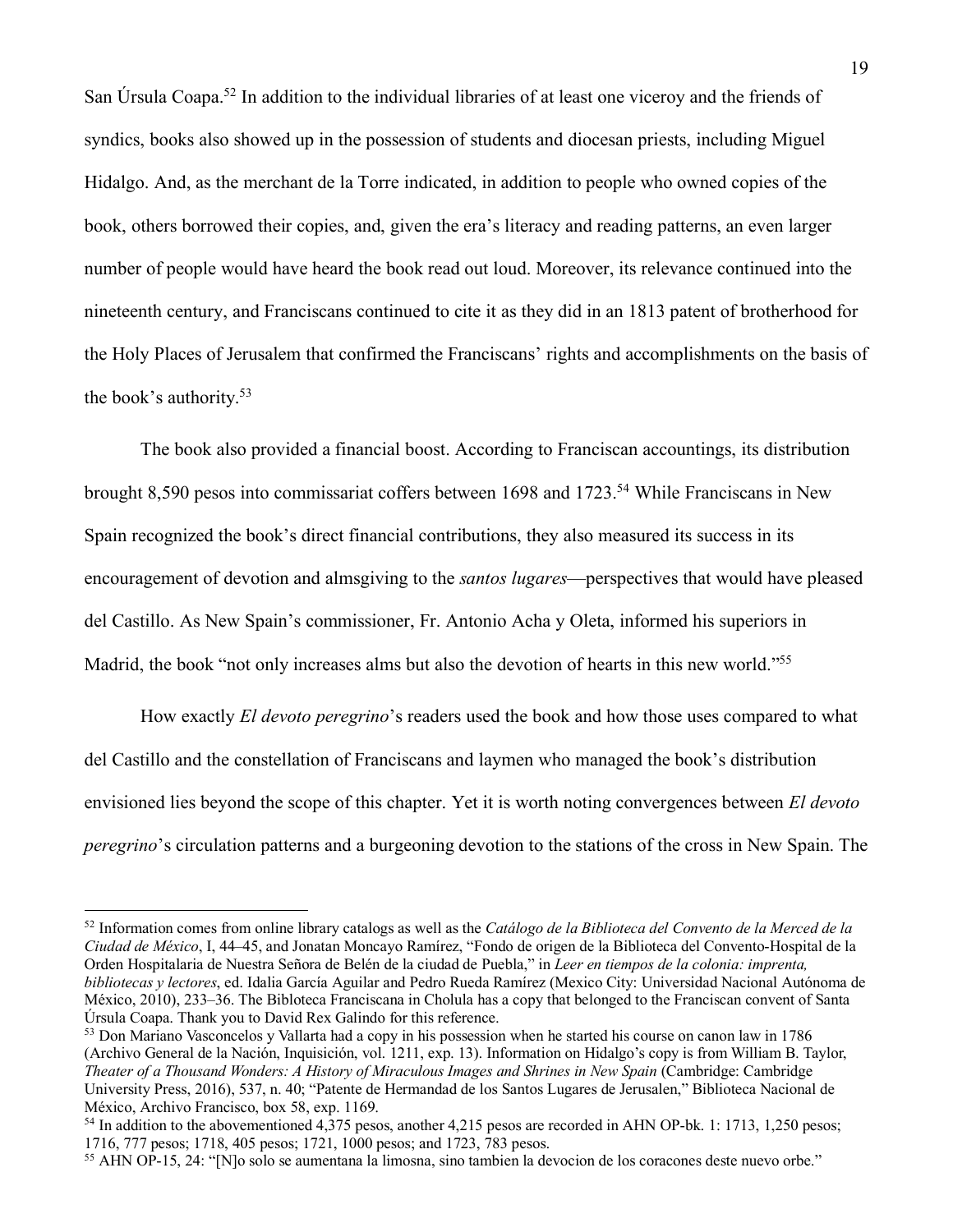San Úrsula Coapa.[52] In addition to the individual libraries of at least one viceroy and the friends of syndics, books also showed up in the possession of students and diocesan priests, including Miguel Hidalgo. And, as the merchant de la Torre indicated, in addition to people who owned copies of the book, others borrowed their copies, and, given the era's literacy and reading patterns, an even larger number of people would have heard the book read out loud. Moreover, its relevance continued into the nineteenth century, and Franciscans continued to cite it as they did in an 1813 patent of brotherhood for the Holy Places of Jerusalem that confirmed the Franciscans' rights and accomplishments on the basis of the book's authority.[53]

The book also provided a financial boost. According to Franciscan accountings, its distribution brought 8,590 pesos into commissariat coffers between 1698 and 1723.[54] While Franciscans in New Spain recognized the book's direct financial contributions, they also measured its success in its encouragement of devotion and almsgiving to the *santos lugares*—perspectives that would have pleased del Castillo. As New Spain's commissioner, Fr. Antonio Acha y Oleta, informed his superiors in Madrid, the book "not only increases alms but also the devotion of hearts in this new world."[55]

How exactly *El devoto peregrino*'s readers used the book and how those uses compared to what del Castillo and the constellation of Franciscans and laymen who managed the book's distribution envisioned lies beyond the scope of this chapter. Yet it is worth noting convergences between *El devoto peregrino*'s circulation patterns and a burgeoning devotion to the stations of the cross in New Spain. The

---

[52] Information comes from online library catalogs as well as the *Catálogo de la Biblioteca del Convento de la Merced de la Ciudad de México*, I, 44–45, and Jonatan Moncayo Ramírez, "Fondo de origen de la Biblioteca del Convento-Hospital de la Orden Hospitalaria de Nuestra Señora de Belén de la ciudad de Puebla," in *Leer en tiempos de la colonia: imprenta, bibliotecas y lectores*, ed. Idalia García Aguilar and Pedro Rueda Ramírez (Mexico City: Universidad Nacional Autónoma de México, 2010), 233–36. The Bibloteca Franciscana in Cholula has a copy that belonged to the Franciscan convent of Santa Úrsula Coapa. Thank you to David Rex Galindo for this reference.

[53] Don Mariano Vasconcelos y Vallarta had a copy in his possession when he started his course on canon law in 1786 (Archivo General de la Nación, Inquisición, vol. 1211, exp. 13). Information on Hidalgo's copy is from William B. Taylor, *Theater of a Thousand Wonders: A History of Miraculous Images and Shrines in New Spain* (Cambridge: Cambridge University Press, 2016), 537, n. 40; "Patente de Hermandad de los Santos Lugares de Jerusalen," Biblioteca Nacional de México, Archivo Francisco, box 58, exp. 1169.

[54] In addition to the abovementioned 4,375 pesos, another 4,215 pesos are recorded in AHN OP-bk. 1: 1713, 1,250 pesos; 1716, 777 pesos; 1718, 405 pesos; 1721, 1000 pesos; and 1723, 783 pesos.

[55] AHN OP-15, 24: "[N]o solo se aumentana la limosna, sino tambien la devocion de los coraçones deste nuevo orbe."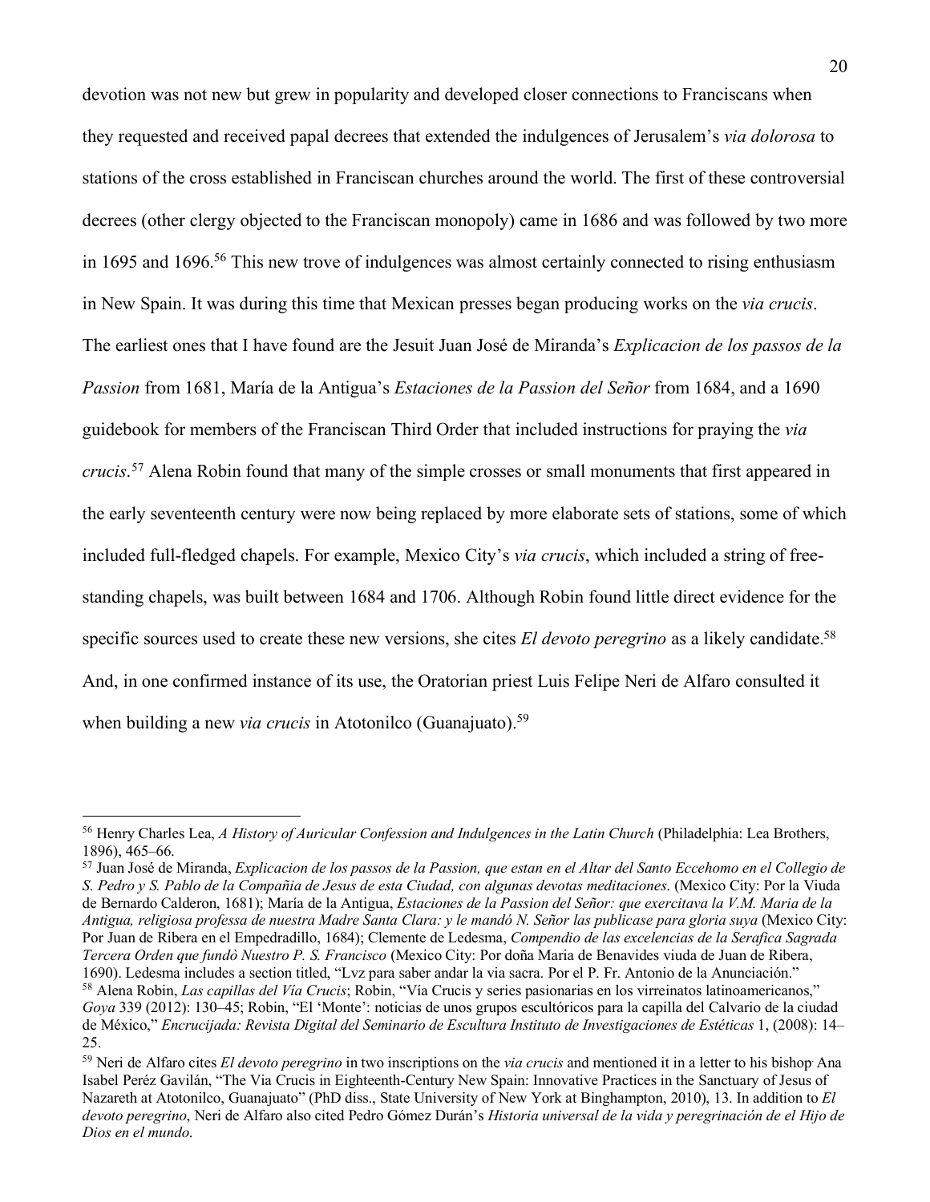devotion was not new but grew in popularity and developed closer connections to Franciscans when they requested and received papal decrees that extended the indulgences of Jerusalem's *via dolorosa* to stations of the cross established in Franciscan churches around the world. The first of these controversial decrees (other clergy objected to the Franciscan monopoly) came in 1686 and was followed by two more in 1695 and 1696.[56] This new trove of indulgences was almost certainly connected to rising enthusiasm in New Spain. It was during this time that Mexican presses began producing works on the *via crucis*. The earliest ones that I have found are the Jesuit Juan José de Miranda's *Explicacion de los passos de la Passion* from 1681, María de la Antigua's *Estaciones de la Passion del Señor* from 1684, and a 1690 guidebook for members of the Franciscan Third Order that included instructions for praying the *via crucis*.[57] Alena Robin found that many of the simple crosses or small monuments that first appeared in the early seventeenth century were now being replaced by more elaborate sets of stations, some of which included full-fledged chapels. For example, Mexico City's *via crucis*, which included a string of free-standing chapels, was built between 1684 and 1706. Although Robin found little direct evidence for the specific sources used to create these new versions, she cites *El devoto peregrino* as a likely candidate.[58] And, in one confirmed instance of its use, the Oratorian priest Luis Felipe Neri de Alfaro consulted it when building a new *via crucis* in Atotonilco (Guanajuato).[59]

---

[56] Henry Charles Lea, *A History of Auricular Confession and Indulgences in the Latin Church* (Philadelphia: Lea Brothers, 1896), 465–66.

[57] Juan José de Miranda, *Explicacion de los passos de la Passion, que estan en el Altar del Santo Eccehomo en el Collegio de S. Pedro y S. Pablo de la Compañia de Jesus de esta Ciudad, con algunas devotas meditaciones*. (Mexico City: Por la Viuda de Bernardo Calderon, 1681); María de la Antigua, *Estaciones de la Passion del Señor: que exercitava la V.M. Maria de la Antigua, religiosa professa de nuestra Madre Santa Clara: y le mandó N. Señor las publicase para gloria suya* (Mexico City: Por Juan de Ribera en el Empedradillo, 1684); Clemente de Ledesma, *Compendio de las excelencias de la Serafica Sagrada Tercera Orden que fundò Nuestro P. S. Francisco* (Mexico City: Por doña Maria de Benavides viuda de Juan de Ribera, 1690). Ledesma includes a section titled, "Lvz para saber andar la via sacra. Por el P. Fr. Antonio de la Anunciación."

[58] Alena Robin, *Las capillas del Vía Crucis*; Robin, "Vía Crucis y series pasionarias en los virreinatos latinoamericanos," *Goya* 339 (2012): 130–45; Robin, "El 'Monte': noticias de unos grupos escultóricos para la capilla del Calvario de la ciudad de México," *Encrucijada: Revista Digital del Seminario de Escultura Instituto de Investigaciones de Estéticas* 1, (2008): 14–25.

[59] Neri de Alfaro cites *El devoto peregrino* in two inscriptions on the *via crucis* and mentioned it in a letter to his bishop. Ana Isabel Peréz Gavilán, "The Via Crucis in Eighteenth-Century New Spain: Innovative Practices in the Sanctuary of Jesus of Nazareth at Atotonilco, Guanajuato" (PhD diss., State University of New York at Binghampton, 2010), 13. In addition to *El devoto peregrino*, Neri de Alfaro also cited Pedro Gómez Durán's *Historia universal de la vida y peregrinación de el Hijo de Dios en el mundo*.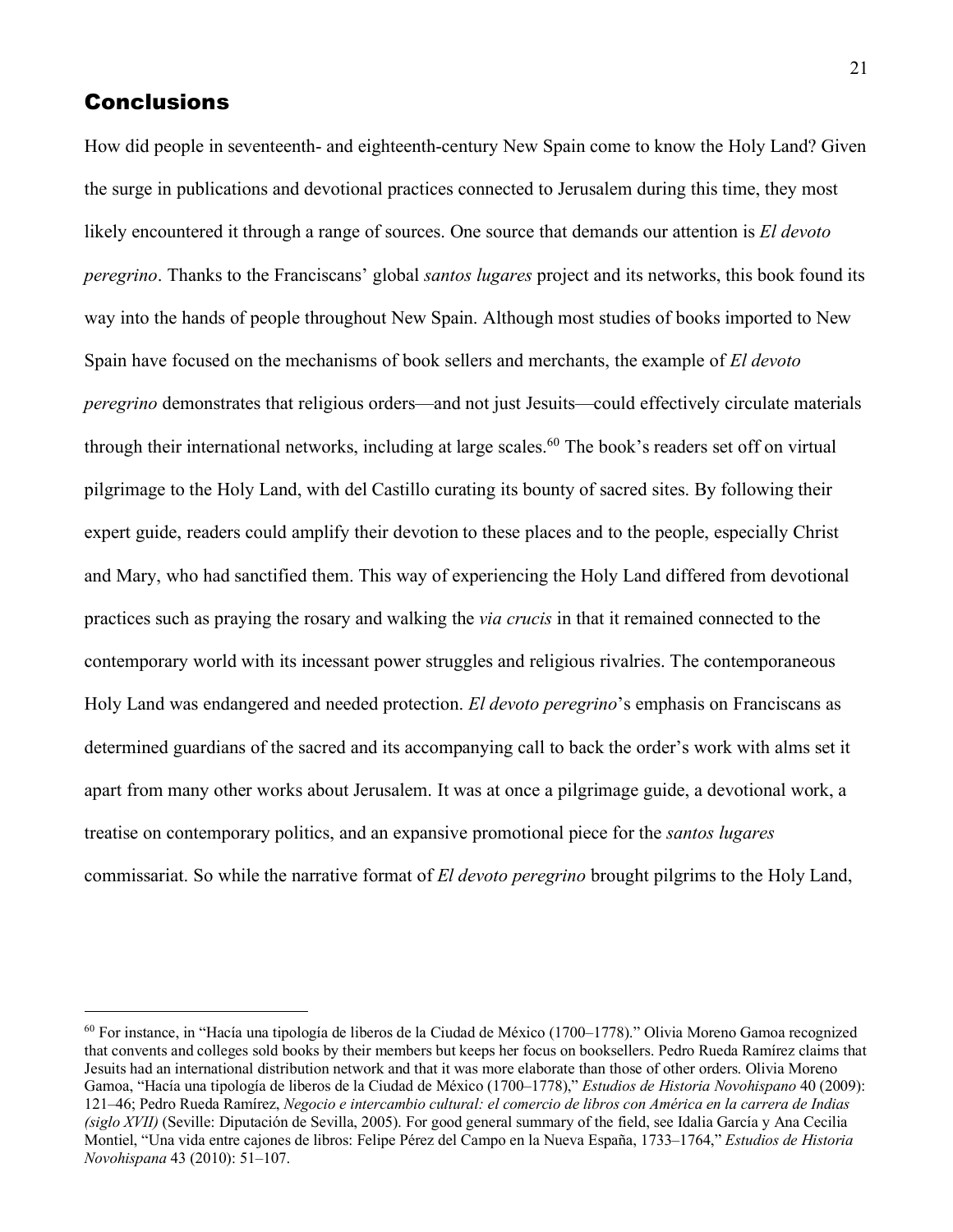## Conclusions

How did people in seventeenth- and eighteenth-century New Spain come to know the Holy Land? Given the surge in publications and devotional practices connected to Jerusalem during this time, they most likely encountered it through a range of sources. One source that demands our attention is *El devoto peregrino*. Thanks to the Franciscans' global *santos lugares* project and its networks, this book found its way into the hands of people throughout New Spain. Although most studies of books imported to New Spain have focused on the mechanisms of book sellers and merchants, the example of *El devoto peregrino* demonstrates that religious orders—and not just Jesuits—could effectively circulate materials through their international networks, including at large scales.[60] The book's readers set off on virtual pilgrimage to the Holy Land, with del Castillo curating its bounty of sacred sites. By following their expert guide, readers could amplify their devotion to these places and to the people, especially Christ and Mary, who had sanctified them. This way of experiencing the Holy Land differed from devotional practices such as praying the rosary and walking the *via crucis* in that it remained connected to the contemporary world with its incessant power struggles and religious rivalries. The contemporaneous Holy Land was endangered and needed protection. *El devoto peregrino*'s emphasis on Franciscans as determined guardians of the sacred and its accompanying call to back the order's work with alms set it apart from many other works about Jerusalem. It was at once a pilgrimage guide, a devotional work, a treatise on contemporary politics, and an expansive promotional piece for the *santos lugares* commissariat. So while the narrative format of *El devoto peregrino* brought pilgrims to the Holy Land,

---

[60] For instance, in "Hacía una tipología de liberos de la Ciudad de México (1700–1778)." Olivia Moreno Gamoa recognized that convents and colleges sold books by their members but keeps her focus on booksellers. Pedro Rueda Ramírez claims that Jesuits had an international distribution network and that it was more elaborate than those of other orders. Olivia Moreno Gamoa, "Hacía una tipología de liberos de la Ciudad de México (1700–1778)," *Estudios de Historia Novohispano* 40 (2009): 121–46; Pedro Rueda Ramírez, *Negocio e intercambio cultural: el comercio de libros con América en la carrera de Indias (siglo XVII)* (Seville: Diputación de Sevilla, 2005). For good general summary of the field, see Idalia García y Ana Cecilia Montiel, "Una vida entre cajones de libros: Felipe Pérez del Campo en la Nueva España, 1733–1764," *Estudios de Historia Novohispana* 43 (2010): 51–107.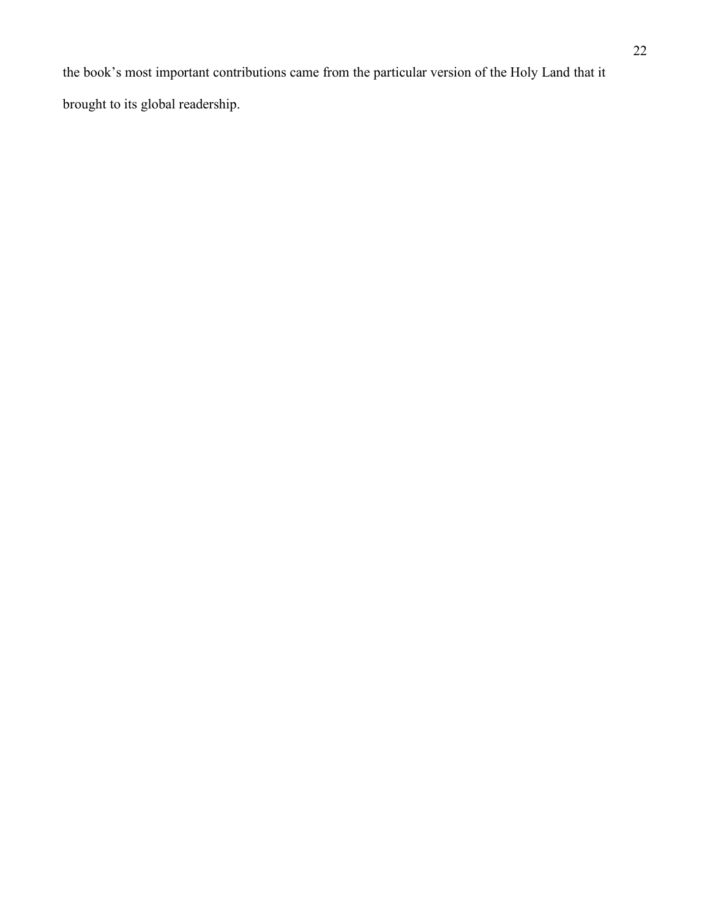the book's most important contributions came from the particular version of the Holy Land that it brought to its global readership.